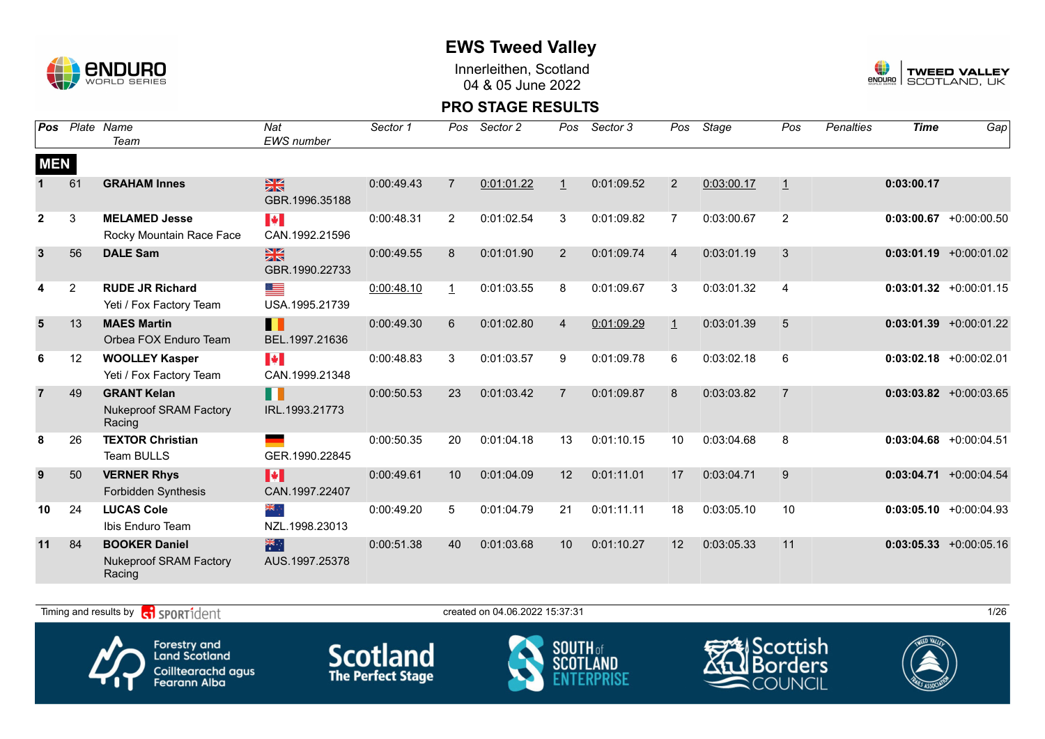# EWS Tweed Valley

Innerleithen, Scotland
04 & 05 June 2022

## PRO STAGE RESULTS

| Pos | Plate | Name / Team | Nat / EWS number | Sector 1 | Pos | Sector 2 | Pos | Sector 3 | Pos | Stage | Pos | Penalties | Time | Gap |
|---|---|---|---|---|---|---|---|---|---|---|---|---|---|---|
| **MEN** | | | | | | | | | | | | | | |
| 1 | 61 | **GRAHAM Innes** | GBR.1996.35188 | 0:00:49.43 | 7 | 0:01:01.22 | 1 | 0:01:09.52 | 2 | 0:03:00.17 | 1 | | **0:03:00.17** | |
| 2 | 3 | **MELAMED Jesse** Rocky Mountain Race Face | CAN.1992.21596 | 0:00:48.31 | 2 | 0:01:02.54 | 3 | 0:01:09.82 | 7 | 0:03:00.67 | 2 | | **0:03:00.67** | +0:00:00.50 |
| 3 | 56 | **DALE Sam** | GBR.1990.22733 | 0:00:49.55 | 8 | 0:01:01.90 | 2 | 0:01:09.74 | 4 | 0:03:01.19 | 3 | | **0:03:01.19** | +0:00:01.02 |
| 4 | 2 | **RUDE JR Richard** Yeti / Fox Factory Team | USA.1995.21739 | 0:00:48.10 | 1 | 0:01:03.55 | 8 | 0:01:09.67 | 3 | 0:03:01.32 | 4 | | **0:03:01.32** | +0:00:01.15 |
| 5 | 13 | **MAES Martin** Orbea FOX Enduro Team | BEL.1997.21636 | 0:00:49.30 | 6 | 0:01:02.80 | 4 | 0:01:09.29 | 1 | 0:03:01.39 | 5 | | **0:03:01.39** | +0:00:01.22 |
| 6 | 12 | **WOOLLEY Kasper** Yeti / Fox Factory Team | CAN.1999.21348 | 0:00:48.83 | 3 | 0:01:03.57 | 9 | 0:01:09.78 | 6 | 0:03:02.18 | 6 | | **0:03:02.18** | +0:00:02.01 |
| 7 | 49 | **GRANT Kelan** Nukeproof SRAM Factory Racing | IRL.1993.21773 | 0:00:50.53 | 23 | 0:01:03.42 | 7 | 0:01:09.87 | 8 | 0:03:03.82 | 7 | | **0:03:03.82** | +0:00:03.65 |
| 8 | 26 | **TEXTOR Christian** Team BULLS | GER.1990.22845 | 0:00:50.35 | 20 | 0:01:04.18 | 13 | 0:01:10.15 | 10 | 0:03:04.68 | 8 | | **0:03:04.68** | +0:00:04.51 |
| 9 | 50 | **VERNER Rhys** Forbidden Synthesis | CAN.1997.22407 | 0:00:49.61 | 10 | 0:01:04.09 | 12 | 0:01:11.01 | 17 | 0:03:04.71 | 9 | | **0:03:04.71** | +0:00:04.54 |
| 10 | 24 | **LUCAS Cole** Ibis Enduro Team | NZL.1998.23013 | 0:00:49.20 | 5 | 0:01:04.79 | 21 | 0:01:11.11 | 18 | 0:03:05.10 | 10 | | **0:03:05.10** | +0:00:04.93 |
| 11 | 84 | **BOOKER Daniel** Nukeproof SRAM Factory Racing | AUS.1997.25378 | 0:00:51.38 | 40 | 0:01:03.68 | 10 | 0:01:10.27 | 12 | 0:03:05.33 | 11 | | **0:03:05.33** | +0:00:05.16 |

Timing and results by SPORTident

created on 04.06.2022 15:37:31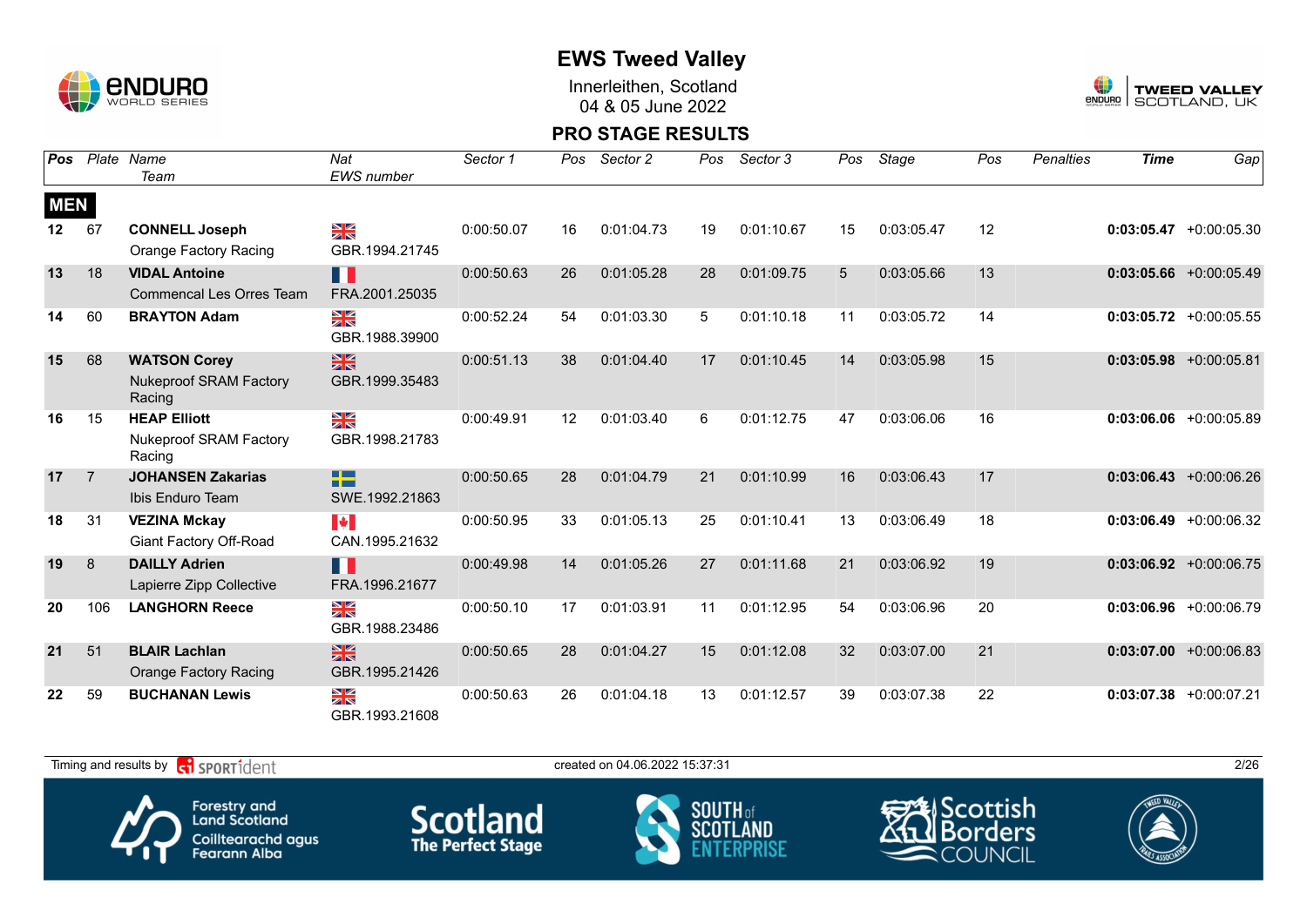# EWS Tweed Valley

Innerleithen, Scotland
04 & 05 June 2022

## PRO STAGE RESULTS

| Pos | Plate | Name / Team | Nat / EWS number | Sector 1 | Pos | Sector 2 | Pos | Sector 3 | Pos | Stage | Pos | Penalties | Time | Gap |
|---|---|---|---|---|---|---|---|---|---|---|---|---|---|---|
| **MEN** | | | | | | | | | | | | | | |
| 12 | 67 | **CONNELL Joseph** Orange Factory Racing | GBR.1994.21745 | 0:00:50.07 | 16 | 0:01:04.73 | 19 | 0:01:10.67 | 15 | 0:03:05.47 | 12 | | **0:03:05.47** | +0:00:05.30 |
| 13 | 18 | **VIDAL Antoine** Commencal Les Orres Team | FRA.2001.25035 | 0:00:50.63 | 26 | 0:01:05.28 | 28 | 0:01:09.75 | 5 | 0:03:05.66 | 13 | | **0:03:05.66** | +0:00:05.49 |
| 14 | 60 | **BRAYTON Adam** | GBR.1988.39900 | 0:00:52.24 | 54 | 0:01:03.30 | 5 | 0:01:10.18 | 11 | 0:03:05.72 | 14 | | **0:03:05.72** | +0:00:05.55 |
| 15 | 68 | **WATSON Corey** Nukeproof SRAM Factory Racing | GBR.1999.35483 | 0:00:51.13 | 38 | 0:01:04.40 | 17 | 0:01:10.45 | 14 | 0:03:05.98 | 15 | | **0:03:05.98** | +0:00:05.81 |
| 16 | 15 | **HEAP Elliott** Nukeproof SRAM Factory Racing | GBR.1998.21783 | 0:00:49.91 | 12 | 0:01:03.40 | 6 | 0:01:12.75 | 47 | 0:03:06.06 | 16 | | **0:03:06.06** | +0:00:05.89 |
| 17 | 7 | **JOHANSEN Zakarias** Ibis Enduro Team | SWE.1992.21863 | 0:00:50.65 | 28 | 0:01:04.79 | 21 | 0:01:10.99 | 16 | 0:03:06.43 | 17 | | **0:03:06.43** | +0:00:06.26 |
| 18 | 31 | **VEZINA Mckay** Giant Factory Off-Road | CAN.1995.21632 | 0:00:50.95 | 33 | 0:01:05.13 | 25 | 0:01:10.41 | 13 | 0:03:06.49 | 18 | | **0:03:06.49** | +0:00:06.32 |
| 19 | 8 | **DAILLY Adrien** Lapierre Zipp Collective | FRA.1996.21677 | 0:00:49.98 | 14 | 0:01:05.26 | 27 | 0:01:11.68 | 21 | 0:03:06.92 | 19 | | **0:03:06.92** | +0:00:06.75 |
| 20 | 106 | **LANGHORN Reece** | GBR.1988.23486 | 0:00:50.10 | 17 | 0:01:03.91 | 11 | 0:01:12.95 | 54 | 0:03:06.96 | 20 | | **0:03:06.96** | +0:00:06.79 |
| 21 | 51 | **BLAIR Lachlan** Orange Factory Racing | GBR.1995.21426 | 0:00:50.65 | 28 | 0:01:04.27 | 15 | 0:01:12.08 | 32 | 0:03:07.00 | 21 | | **0:03:07.00** | +0:00:06.83 |
| 22 | 59 | **BUCHANAN Lewis** | GBR.1993.21608 | 0:00:50.63 | 26 | 0:01:04.18 | 13 | 0:01:12.57 | 39 | 0:03:07.38 | 22 | | **0:03:07.38** | +0:00:07.21 |

Timing and results by SPORTident — created on 04.06.2022 15:37:31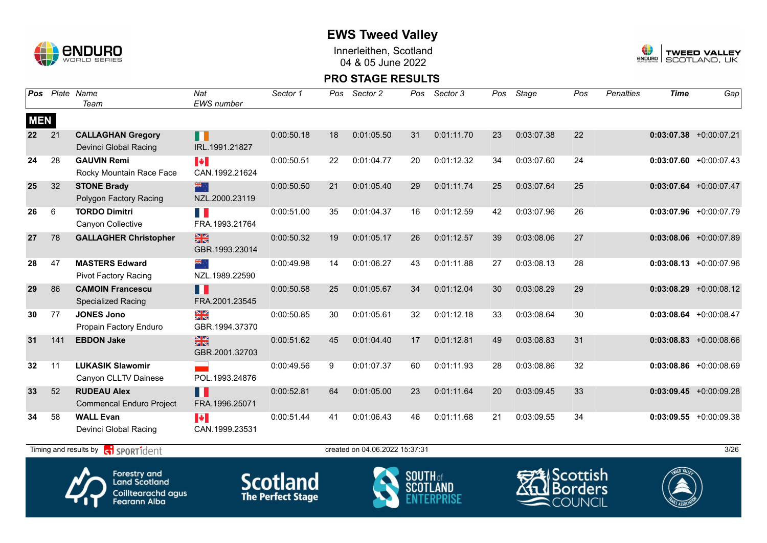# EWS Tweed Valley

Innerleithen, Scotland
04 & 05 June 2022

## PRO STAGE RESULTS

| Pos | Plate | Name / Team | Nat / EWS number | Sector 1 | Pos | Sector 2 | Pos | Sector 3 | Pos | Stage | Pos | Penalties | Time | Gap |
|---|---|---|---|---|---|---|---|---|---|---|---|---|---|---|
| **MEN** | | | | | | | | | | | | | | |
| **22** | 21 | **CALLAGHAN Gregory** Devinci Global Racing | IRL.1991.21827 | 0:00:50.18 | 18 | 0:01:05.50 | 31 | 0:01:11.70 | 23 | 0:03:07.38 | 22 | | **0:03:07.38** | +0:00:07.21 |
| **24** | 28 | **GAUVIN Remi** Rocky Mountain Race Face | CAN.1992.21624 | 0:00:50.51 | 22 | 0:01:04.77 | 20 | 0:01:12.32 | 34 | 0:03:07.60 | 24 | | **0:03:07.60** | +0:00:07.43 |
| **25** | 32 | **STONE Brady** Polygon Factory Racing | NZL.2000.23119 | 0:00:50.50 | 21 | 0:01:05.40 | 29 | 0:01:11.74 | 25 | 0:03:07.64 | 25 | | **0:03:07.64** | +0:00:07.47 |
| **26** | 6 | **TORDO Dimitri** Canyon Collective | FRA.1993.21764 | 0:00:51.00 | 35 | 0:01:04.37 | 16 | 0:01:12.59 | 42 | 0:03:07.96 | 26 | | **0:03:07.96** | +0:00:07.79 |
| **27** | 78 | **GALLAGHER Christopher** | GBR.1993.23014 | 0:00:50.32 | 19 | 0:01:05.17 | 26 | 0:01:12.57 | 39 | 0:03:08.06 | 27 | | **0:03:08.06** | +0:00:07.89 |
| **28** | 47 | **MASTERS Edward** Pivot Factory Racing | NZL.1989.22590 | 0:00:49.98 | 14 | 0:01:06.27 | 43 | 0:01:11.88 | 27 | 0:03:08.13 | 28 | | **0:03:08.13** | +0:00:07.96 |
| **29** | 86 | **CAMOIN Francescu** Specialized Racing | FRA.2001.23545 | 0:00:50.58 | 25 | 0:01:05.67 | 34 | 0:01:12.04 | 30 | 0:03:08.29 | 29 | | **0:03:08.29** | +0:00:08.12 |
| **30** | 77 | **JONES Jono** Propain Factory Enduro | GBR.1994.37370 | 0:00:50.85 | 30 | 0:01:05.61 | 32 | 0:01:12.18 | 33 | 0:03:08.64 | 30 | | **0:03:08.64** | +0:00:08.47 |
| **31** | 141 | **EBDON Jake** | GBR.2001.32703 | 0:00:51.62 | 45 | 0:01:04.40 | 17 | 0:01:12.81 | 49 | 0:03:08.83 | 31 | | **0:03:08.83** | +0:00:08.66 |
| **32** | 11 | **LUKASIK Slawomir** Canyon CLLTV Dainese | POL.1993.24876 | 0:00:49.56 | 9 | 0:01:07.37 | 60 | 0:01:11.93 | 28 | 0:03:08.86 | 32 | | **0:03:08.86** | +0:00:08.69 |
| **33** | 52 | **RUDEAU Alex** Commencal Enduro Project | FRA.1996.25071 | 0:00:52.81 | 64 | 0:01:05.00 | 23 | 0:01:11.64 | 20 | 0:03:09.45 | 33 | | **0:03:09.45** | +0:00:09.28 |
| **34** | 58 | **WALL Evan** Devinci Global Racing | CAN.1999.23531 | 0:00:51.44 | 41 | 0:01:06.43 | 46 | 0:01:11.68 | 21 | 0:03:09.55 | 34 | | **0:03:09.55** | +0:00:09.38 |

Timing and results by SPORTident — created on 04.06.2022 15:37:31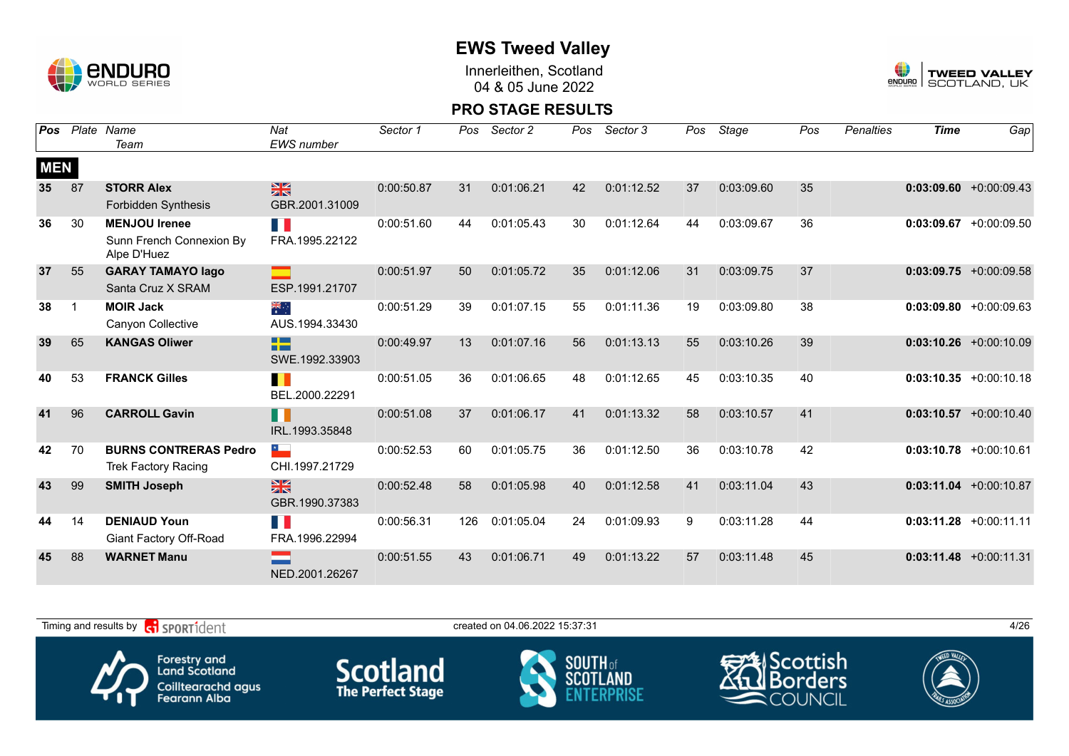# EWS Tweed Valley

Innerleithen, Scotland
04 & 05 June 2022

## PRO STAGE RESULTS

| Pos | Plate | Name / Team | Nat / EWS number | Sector 1 | Pos | Sector 2 | Pos | Sector 3 | Pos | Stage | Pos | Penalties | Time | Gap |
|---|---|---|---|---|---|---|---|---|---|---|---|---|---|---|
| **MEN** | | | | | | | | | | | | | | |
| 35 | 87 | **STORR Alex** Forbidden Synthesis | GBR.2001.31009 | 0:00:50.87 | 31 | 0:01:06.21 | 42 | 0:01:12.52 | 37 | 0:03:09.60 | 35 | | **0:03:09.60** | +0:00:09.43 |
| 36 | 30 | **MENJOU Irenee** Sunn French Connexion By Alpe D'Huez | FRA.1995.22122 | 0:00:51.60 | 44 | 0:01:05.43 | 30 | 0:01:12.64 | 44 | 0:03:09.67 | 36 | | **0:03:09.67** | +0:00:09.50 |
| 37 | 55 | **GARAY TAMAYO Iago** Santa Cruz X SRAM | ESP.1991.21707 | 0:00:51.97 | 50 | 0:01:05.72 | 35 | 0:01:12.06 | 31 | 0:03:09.75 | 37 | | **0:03:09.75** | +0:00:09.58 |
| 38 | 1 | **MOIR Jack** Canyon Collective | AUS.1994.33430 | 0:00:51.29 | 39 | 0:01:07.15 | 55 | 0:01:11.36 | 19 | 0:03:09.80 | 38 | | **0:03:09.80** | +0:00:09.63 |
| 39 | 65 | **KANGAS Oliwer** | SWE.1992.33903 | 0:00:49.97 | 13 | 0:01:07.16 | 56 | 0:01:13.13 | 55 | 0:03:10.26 | 39 | | **0:03:10.26** | +0:00:10.09 |
| 40 | 53 | **FRANCK Gilles** | BEL.2000.22291 | 0:00:51.05 | 36 | 0:01:06.65 | 48 | 0:01:12.65 | 45 | 0:03:10.35 | 40 | | **0:03:10.35** | +0:00:10.18 |
| 41 | 96 | **CARROLL Gavin** | IRL.1993.35848 | 0:00:51.08 | 37 | 0:01:06.17 | 41 | 0:01:13.32 | 58 | 0:03:10.57 | 41 | | **0:03:10.57** | +0:00:10.40 |
| 42 | 70 | **BURNS CONTRERAS Pedro** Trek Factory Racing | CHI.1997.21729 | 0:00:52.53 | 60 | 0:01:05.75 | 36 | 0:01:12.50 | 36 | 0:03:10.78 | 42 | | **0:03:10.78** | +0:00:10.61 |
| 43 | 99 | **SMITH Joseph** | GBR.1990.37383 | 0:00:52.48 | 58 | 0:01:05.98 | 40 | 0:01:12.58 | 41 | 0:03:11.04 | 43 | | **0:03:11.04** | +0:00:10.87 |
| 44 | 14 | **DENIAUD Youn** Giant Factory Off-Road | FRA.1996.22994 | 0:00:56.31 | 126 | 0:01:05.04 | 24 | 0:01:09.93 | 9 | 0:03:11.28 | 44 | | **0:03:11.28** | +0:00:11.11 |
| 45 | 88 | **WARNET Manu** | NED.2001.26267 | 0:00:51.55 | 43 | 0:01:06.71 | 49 | 0:01:13.22 | 57 | 0:03:11.48 | 45 | | **0:03:11.48** | +0:00:11.31 |

Timing and results by SPORTident — created on 04.06.2022 15:37:31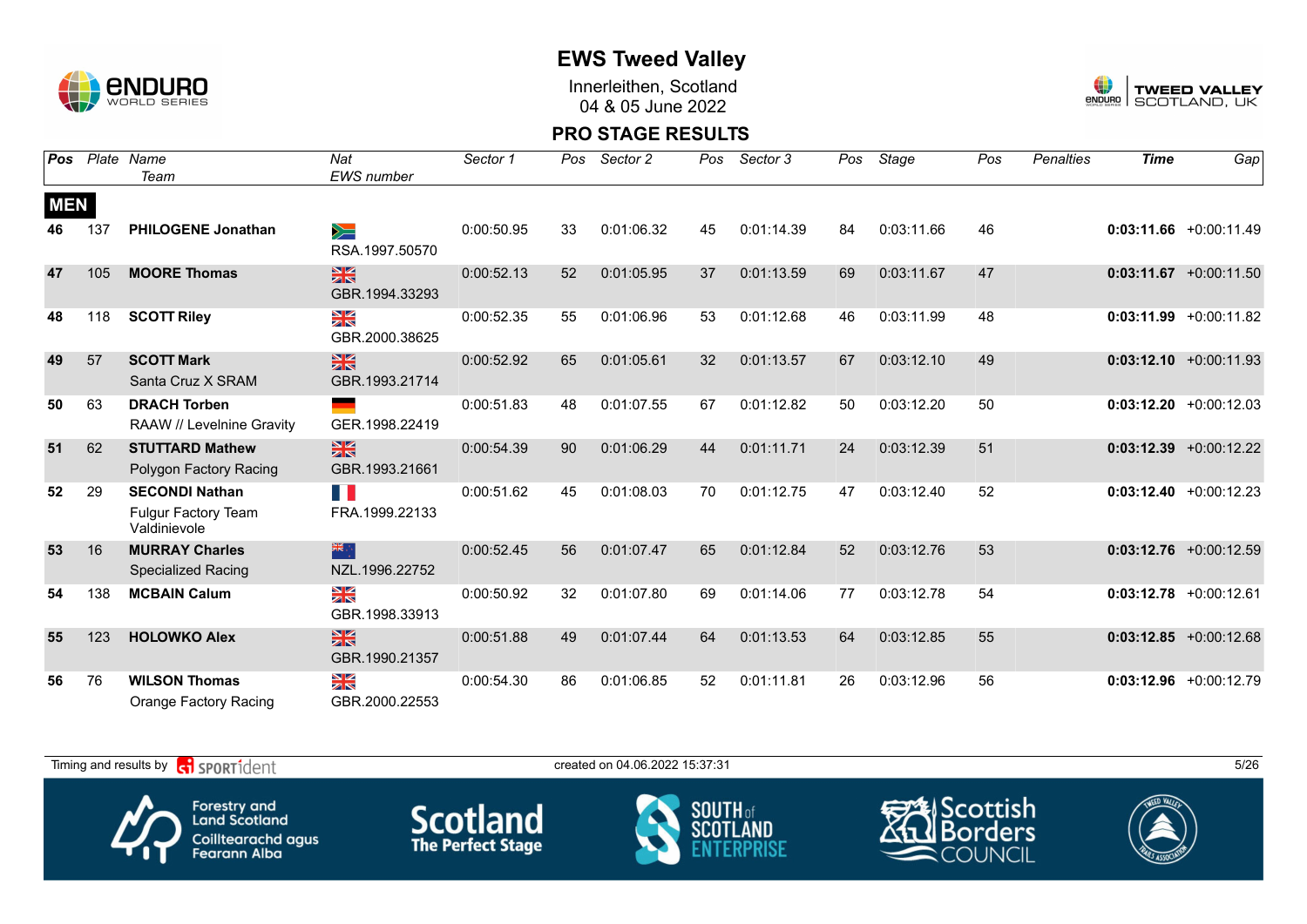# EWS Tweed Valley

Innerleithen, Scotland
04 & 05 June 2022

## PRO STAGE RESULTS

| Pos | Plate | Name / Team | Nat / EWS number | Sector 1 | Pos | Sector 2 | Pos | Sector 3 | Pos | Stage | Pos | Penalties | Time | Gap |
|---|---|---|---|---|---|---|---|---|---|---|---|---|---|---|
| **MEN** | | | | | | | | | | | | | | |
| 46 | 137 | **PHILOGENE Jonathan** | RSA.1997.50570 | 0:00:50.95 | 33 | 0:01:06.32 | 45 | 0:01:14.39 | 84 | 0:03:11.66 | 46 | | **0:03:11.66** | +0:00:11.49 |
| 47 | 105 | **MOORE Thomas** | GBR.1994.33293 | 0:00:52.13 | 52 | 0:01:05.95 | 37 | 0:01:13.59 | 69 | 0:03:11.67 | 47 | | **0:03:11.67** | +0:00:11.50 |
| 48 | 118 | **SCOTT Riley** | GBR.2000.38625 | 0:00:52.35 | 55 | 0:01:06.96 | 53 | 0:01:12.68 | 46 | 0:03:11.99 | 48 | | **0:03:11.99** | +0:00:11.82 |
| 49 | 57 | **SCOTT Mark** Santa Cruz X SRAM | GBR.1993.21714 | 0:00:52.92 | 65 | 0:01:05.61 | 32 | 0:01:13.57 | 67 | 0:03:12.10 | 49 | | **0:03:12.10** | +0:00:11.93 |
| 50 | 63 | **DRACH Torben** RAAW // Levelnine Gravity | GER.1998.22419 | 0:00:51.83 | 48 | 0:01:07.55 | 67 | 0:01:12.82 | 50 | 0:03:12.20 | 50 | | **0:03:12.20** | +0:00:12.03 |
| 51 | 62 | **STUTTARD Mathew** Polygon Factory Racing | GBR.1993.21661 | 0:00:54.39 | 90 | 0:01:06.29 | 44 | 0:01:11.71 | 24 | 0:03:12.39 | 51 | | **0:03:12.39** | +0:00:12.22 |
| 52 | 29 | **SECONDI Nathan** Fulgur Factory Team Valdinievole | FRA.1999.22133 | 0:00:51.62 | 45 | 0:01:08.03 | 70 | 0:01:12.75 | 47 | 0:03:12.40 | 52 | | **0:03:12.40** | +0:00:12.23 |
| 53 | 16 | **MURRAY Charles** Specialized Racing | NZL.1996.22752 | 0:00:52.45 | 56 | 0:01:07.47 | 65 | 0:01:12.84 | 52 | 0:03:12.76 | 53 | | **0:03:12.76** | +0:00:12.59 |
| 54 | 138 | **MCBAIN Calum** | GBR.1998.33913 | 0:00:50.92 | 32 | 0:01:07.80 | 69 | 0:01:14.06 | 77 | 0:03:12.78 | 54 | | **0:03:12.78** | +0:00:12.61 |
| 55 | 123 | **HOLOWKO Alex** | GBR.1990.21357 | 0:00:51.88 | 49 | 0:01:07.44 | 64 | 0:01:13.53 | 64 | 0:03:12.85 | 55 | | **0:03:12.85** | +0:00:12.68 |
| 56 | 76 | **WILSON Thomas** Orange Factory Racing | GBR.2000.22553 | 0:00:54.30 | 86 | 0:01:06.85 | 52 | 0:01:11.81 | 26 | 0:03:12.96 | 56 | | **0:03:12.96** | +0:00:12.79 |

Timing and results by SPORTident — created on 04.06.2022 15:37:31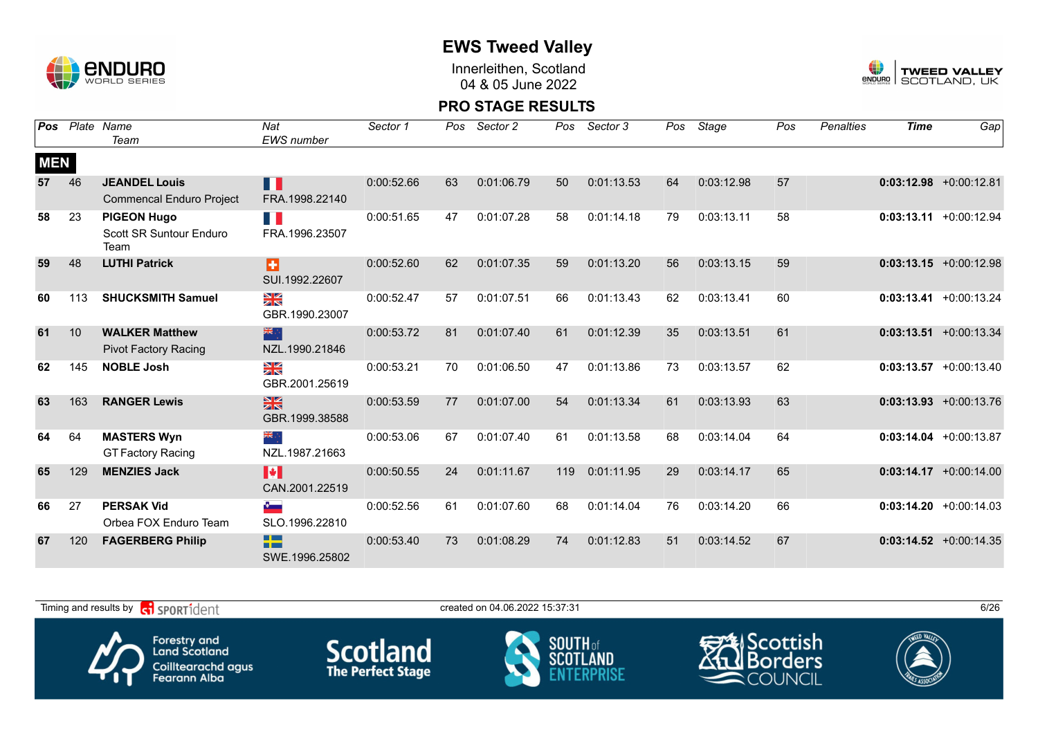# EWS Tweed Valley

Innerleithen, Scotland
04 & 05 June 2022

## PRO STAGE RESULTS

| Pos | Plate | Name / Team | Nat / EWS number | Sector 1 | Pos | Sector 2 | Pos | Sector 3 | Pos | Stage | Pos | Penalties | Time | Gap |
|---|---|---|---|---|---|---|---|---|---|---|---|---|---|---|
| **MEN** | | | | | | | | | | | | | | |
| **57** | 46 | **JEANDEL Louis** Commencal Enduro Project | FRA.1998.22140 | 0:00:52.66 | 63 | 0:01:06.79 | 50 | 0:01:13.53 | 64 | 0:03:12.98 | 57 | | **0:03:12.98** | +0:00:12.81 |
| **58** | 23 | **PIGEON Hugo** Scott SR Suntour Enduro Team | FRA.1996.23507 | 0:00:51.65 | 47 | 0:01:07.28 | 58 | 0:01:14.18 | 79 | 0:03:13.11 | 58 | | **0:03:13.11** | +0:00:12.94 |
| **59** | 48 | **LUTHI Patrick** | SUI.1992.22607 | 0:00:52.60 | 62 | 0:01:07.35 | 59 | 0:01:13.20 | 56 | 0:03:13.15 | 59 | | **0:03:13.15** | +0:00:12.98 |
| **60** | 113 | **SHUCKSMITH Samuel** | GBR.1990.23007 | 0:00:52.47 | 57 | 0:01:07.51 | 66 | 0:01:13.43 | 62 | 0:03:13.41 | 60 | | **0:03:13.41** | +0:00:13.24 |
| **61** | 10 | **WALKER Matthew** Pivot Factory Racing | NZL.1990.21846 | 0:00:53.72 | 81 | 0:01:07.40 | 61 | 0:01:12.39 | 35 | 0:03:13.51 | 61 | | **0:03:13.51** | +0:00:13.34 |
| **62** | 145 | **NOBLE Josh** | GBR.2001.25619 | 0:00:53.21 | 70 | 0:01:06.50 | 47 | 0:01:13.86 | 73 | 0:03:13.57 | 62 | | **0:03:13.57** | +0:00:13.40 |
| **63** | 163 | **RANGER Lewis** | GBR.1999.38588 | 0:00:53.59 | 77 | 0:01:07.00 | 54 | 0:01:13.34 | 61 | 0:03:13.93 | 63 | | **0:03:13.93** | +0:00:13.76 |
| **64** | 64 | **MASTERS Wyn** GT Factory Racing | NZL.1987.21663 | 0:00:53.06 | 67 | 0:01:07.40 | 61 | 0:01:13.58 | 68 | 0:03:14.04 | 64 | | **0:03:14.04** | +0:00:13.87 |
| **65** | 129 | **MENZIES Jack** | CAN.2001.22519 | 0:00:50.55 | 24 | 0:01:11.67 | 119 | 0:01:11.95 | 29 | 0:03:14.17 | 65 | | **0:03:14.17** | +0:00:14.00 |
| **66** | 27 | **PERSAK Vid** Orbea FOX Enduro Team | SLO.1996.22810 | 0:00:52.56 | 61 | 0:01:07.60 | 68 | 0:01:14.04 | 76 | 0:03:14.20 | 66 | | **0:03:14.20** | +0:00:14.03 |
| **67** | 120 | **FAGERBERG Philip** | SWE.1996.25802 | 0:00:53.40 | 73 | 0:01:08.29 | 74 | 0:01:12.83 | 51 | 0:03:14.52 | 67 | | **0:03:14.52** | +0:00:14.35 |

Timing and results by SPORTident — created on 04.06.2022 15:37:31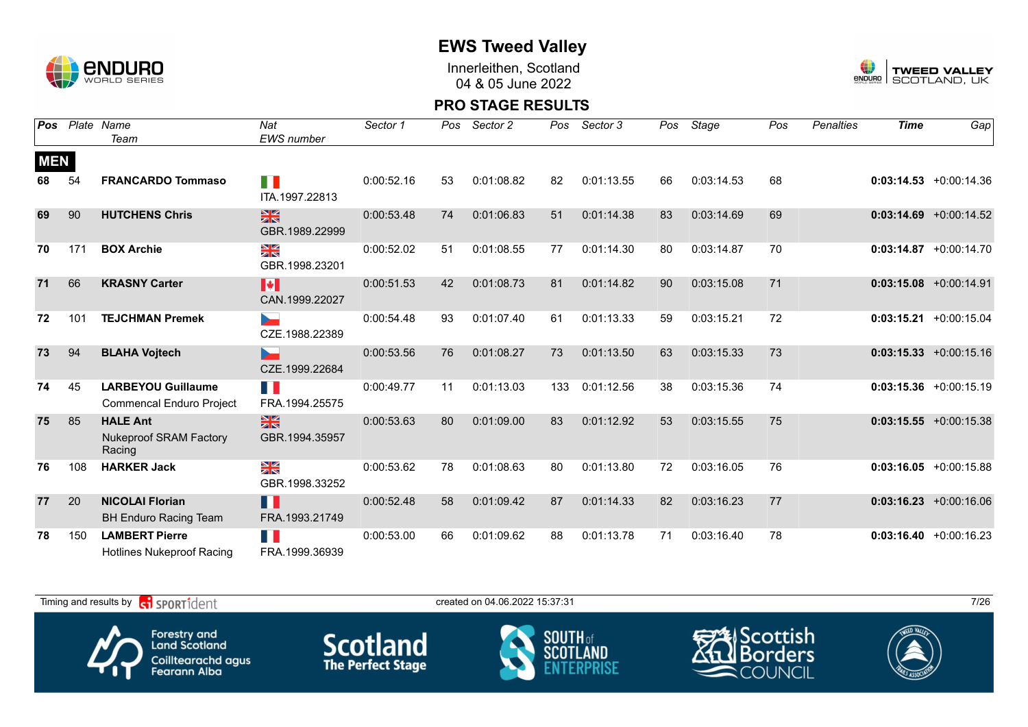# EWS Tweed Valley

Innerleithen, Scotland
04 & 05 June 2022

## PRO STAGE RESULTS

| Pos | Plate | Name / Team | Nat / EWS number | Sector 1 | Pos | Sector 2 | Pos | Sector 3 | Pos | Stage | Pos | Penalties | Time | Gap |
|---|---|---|---|---|---|---|---|---|---|---|---|---|---|---|
| **MEN** | | | | | | | | | | | | | | |
| 68 | 54 | **FRANCARDO Tommaso** | ITA.1997.22813 | 0:00:52.16 | 53 | 0:01:08.82 | 82 | 0:01:13.55 | 66 | 0:03:14.53 | 68 | | **0:03:14.53** | +0:00:14.36 |
| 69 | 90 | **HUTCHENS Chris** | GBR.1989.22999 | 0:00:53.48 | 74 | 0:01:06.83 | 51 | 0:01:14.38 | 83 | 0:03:14.69 | 69 | | **0:03:14.69** | +0:00:14.52 |
| 70 | 171 | **BOX Archie** | GBR.1998.23201 | 0:00:52.02 | 51 | 0:01:08.55 | 77 | 0:01:14.30 | 80 | 0:03:14.87 | 70 | | **0:03:14.87** | +0:00:14.70 |
| 71 | 66 | **KRASNY Carter** | CAN.1999.22027 | 0:00:51.53 | 42 | 0:01:08.73 | 81 | 0:01:14.82 | 90 | 0:03:15.08 | 71 | | **0:03:15.08** | +0:00:14.91 |
| 72 | 101 | **TEJCHMAN Premek** | CZE.1988.22389 | 0:00:54.48 | 93 | 0:01:07.40 | 61 | 0:01:13.33 | 59 | 0:03:15.21 | 72 | | **0:03:15.21** | +0:00:15.04 |
| 73 | 94 | **BLAHA Vojtech** | CZE.1999.22684 | 0:00:53.56 | 76 | 0:01:08.27 | 73 | 0:01:13.50 | 63 | 0:03:15.33 | 73 | | **0:03:15.33** | +0:00:15.16 |
| 74 | 45 | **LARBEYOU Guillaume** Commencal Enduro Project | FRA.1994.25575 | 0:00:49.77 | 11 | 0:01:13.03 | 133 | 0:01:12.56 | 38 | 0:03:15.36 | 74 | | **0:03:15.36** | +0:00:15.19 |
| 75 | 85 | **HALE Ant** Nukeproof SRAM Factory Racing | GBR.1994.35957 | 0:00:53.63 | 80 | 0:01:09.00 | 83 | 0:01:12.92 | 53 | 0:03:15.55 | 75 | | **0:03:15.55** | +0:00:15.38 |
| 76 | 108 | **HARKER Jack** | GBR.1998.33252 | 0:00:53.62 | 78 | 0:01:08.63 | 80 | 0:01:13.80 | 72 | 0:03:16.05 | 76 | | **0:03:16.05** | +0:00:15.88 |
| 77 | 20 | **NICOLAI Florian** BH Enduro Racing Team | FRA.1993.21749 | 0:00:52.48 | 58 | 0:01:09.42 | 87 | 0:01:14.33 | 82 | 0:03:16.23 | 77 | | **0:03:16.23** | +0:00:16.06 |
| 78 | 150 | **LAMBERT Pierre** Hotlines Nukeproof Racing | FRA.1999.36939 | 0:00:53.00 | 66 | 0:01:09.62 | 88 | 0:01:13.78 | 71 | 0:03:16.40 | 78 | | **0:03:16.40** | +0:00:16.23 |

Timing and results by SPORTident — created on 04.06.2022 15:37:31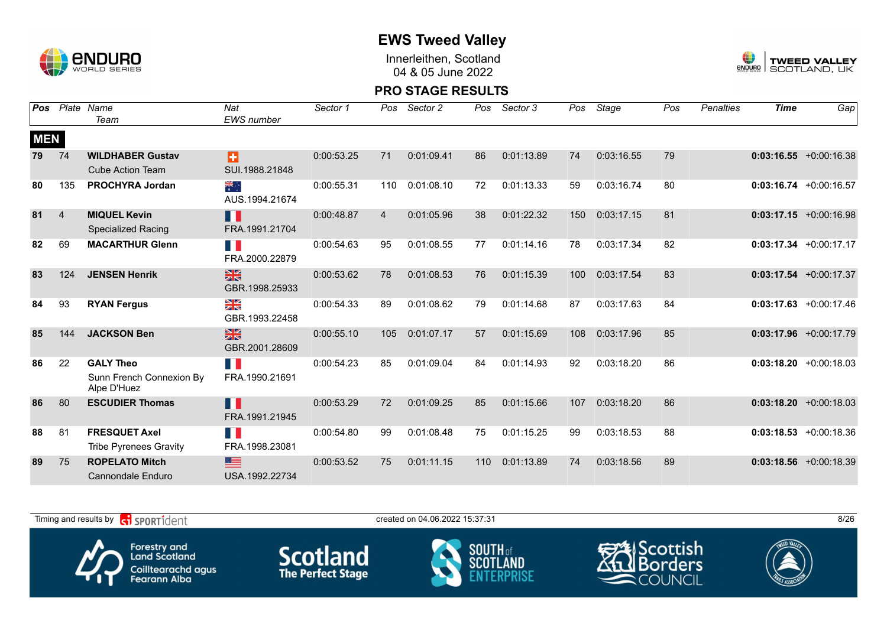# EWS Tweed Valley

Innerleithen, Scotland
04 & 05 June 2022

## PRO STAGE RESULTS

| Pos | Plate | Name / Team | Nat / EWS number | Sector 1 | Pos | Sector 2 | Pos | Sector 3 | Pos | Stage | Pos | Penalties | Time | Gap |
|---|---|---|---|---|---|---|---|---|---|---|---|---|---|---|
| **MEN** | | | | | | | | | | | | | | |
| 79 | 74 | **WILDHABER Gustav** Cube Action Team | SUI.1988.21848 | 0:00:53.25 | 71 | 0:01:09.41 | 86 | 0:01:13.89 | 74 | 0:03:16.55 | 79 | | **0:03:16.55** | +0:00:16.38 |
| 80 | 135 | **PROCHYRA Jordan** | AUS.1994.21674 | 0:00:55.31 | 110 | 0:01:08.10 | 72 | 0:01:13.33 | 59 | 0:03:16.74 | 80 | | **0:03:16.74** | +0:00:16.57 |
| 81 | 4 | **MIQUEL Kevin** Specialized Racing | FRA.1991.21704 | 0:00:48.87 | 4 | 0:01:05.96 | 38 | 0:01:22.32 | 150 | 0:03:17.15 | 81 | | **0:03:17.15** | +0:00:16.98 |
| 82 | 69 | **MACARTHUR Glenn** | FRA.2000.22879 | 0:00:54.63 | 95 | 0:01:08.55 | 77 | 0:01:14.16 | 78 | 0:03:17.34 | 82 | | **0:03:17.34** | +0:00:17.17 |
| 83 | 124 | **JENSEN Henrik** | GBR.1998.25933 | 0:00:53.62 | 78 | 0:01:08.53 | 76 | 0:01:15.39 | 100 | 0:03:17.54 | 83 | | **0:03:17.54** | +0:00:17.37 |
| 84 | 93 | **RYAN Fergus** | GBR.1993.22458 | 0:00:54.33 | 89 | 0:01:08.62 | 79 | 0:01:14.68 | 87 | 0:03:17.63 | 84 | | **0:03:17.63** | +0:00:17.46 |
| 85 | 144 | **JACKSON Ben** | GBR.2001.28609 | 0:00:55.10 | 105 | 0:01:07.17 | 57 | 0:01:15.69 | 108 | 0:03:17.96 | 85 | | **0:03:17.96** | +0:00:17.79 |
| 86 | 22 | **GALY Theo** Sunn French Connexion By Alpe D'Huez | FRA.1990.21691 | 0:00:54.23 | 85 | 0:01:09.04 | 84 | 0:01:14.93 | 92 | 0:03:18.20 | 86 | | **0:03:18.20** | +0:00:18.03 |
| 86 | 80 | **ESCUDIER Thomas** | FRA.1991.21945 | 0:00:53.29 | 72 | 0:01:09.25 | 85 | 0:01:15.66 | 107 | 0:03:18.20 | 86 | | **0:03:18.20** | +0:00:18.03 |
| 88 | 81 | **FRESQUET Axel** Tribe Pyrenees Gravity | FRA.1998.23081 | 0:00:54.80 | 99 | 0:01:08.48 | 75 | 0:01:15.25 | 99 | 0:03:18.53 | 88 | | **0:03:18.53** | +0:00:18.36 |
| 89 | 75 | **ROPELATO Mitch** Cannondale Enduro | USA.1992.22734 | 0:00:53.52 | 75 | 0:01:11.15 | 110 | 0:01:13.89 | 74 | 0:03:18.56 | 89 | | **0:03:18.56** | +0:00:18.39 |

Timing and results by SPORTident — created on 04.06.2022 15:37:31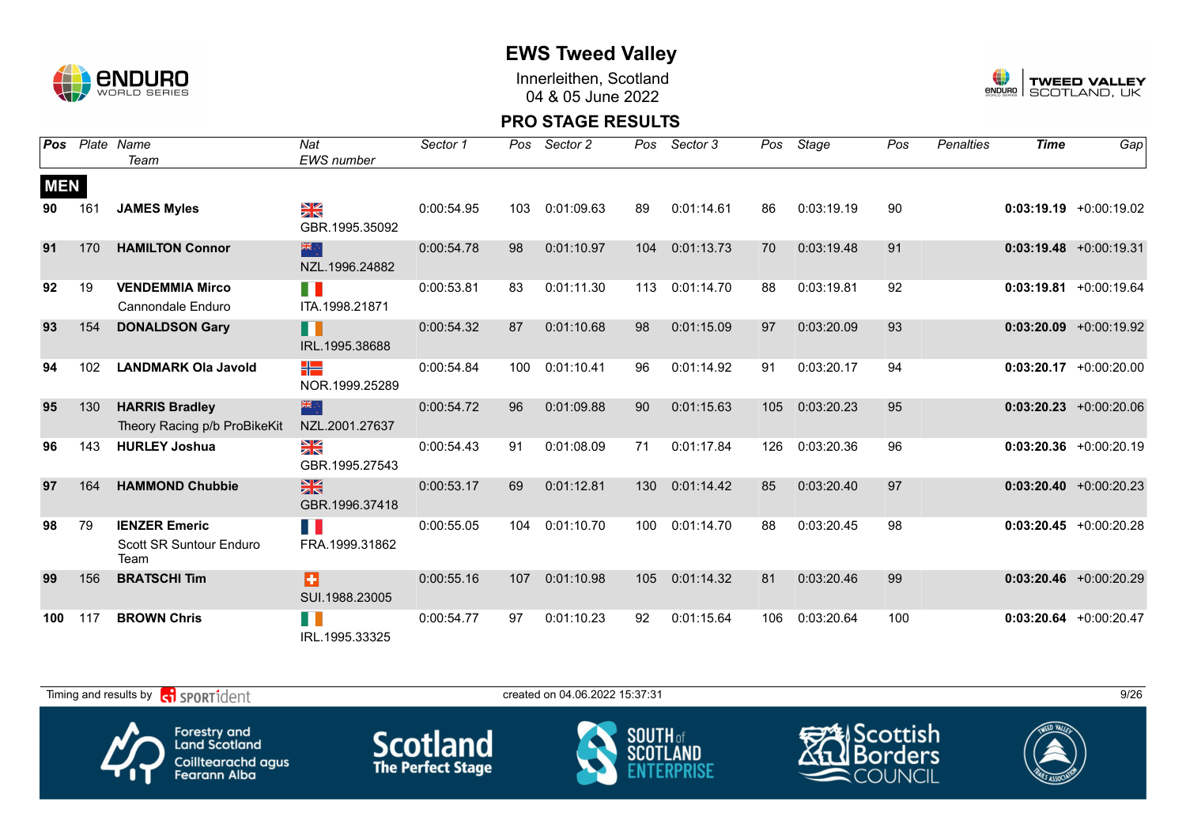# EWS Tweed Valley

Innerleithen, Scotland
04 & 05 June 2022

## PRO STAGE RESULTS

| Pos | Plate | Name / Team | Nat / EWS number | Sector 1 | Pos | Sector 2 | Pos | Sector 3 | Pos | Stage | Pos | Penalties | Time | Gap |
|---|---|---|---|---|---|---|---|---|---|---|---|---|---|---|
| **MEN** | | | | | | | | | | | | | | |
| 90 | 161 | **JAMES Myles** | GBR.1995.35092 | 0:00:54.95 | 103 | 0:01:09.63 | 89 | 0:01:14.61 | 86 | 0:03:19.19 | 90 | | **0:03:19.19** | +0:00:19.02 |
| 91 | 170 | **HAMILTON Connor** | NZL.1996.24882 | 0:00:54.78 | 98 | 0:01:10.97 | 104 | 0:01:13.73 | 70 | 0:03:19.48 | 91 | | **0:03:19.48** | +0:00:19.31 |
| 92 | 19 | **VENDEMMIA Mirco** Cannondale Enduro | ITA.1998.21871 | 0:00:53.81 | 83 | 0:01:11.30 | 113 | 0:01:14.70 | 88 | 0:03:19.81 | 92 | | **0:03:19.81** | +0:00:19.64 |
| 93 | 154 | **DONALDSON Gary** | IRL.1995.38688 | 0:00:54.32 | 87 | 0:01:10.68 | 98 | 0:01:15.09 | 97 | 0:03:20.09 | 93 | | **0:03:20.09** | +0:00:19.92 |
| 94 | 102 | **LANDMARK Ola Javold** | NOR.1999.25289 | 0:00:54.84 | 100 | 0:01:10.41 | 96 | 0:01:14.92 | 91 | 0:03:20.17 | 94 | | **0:03:20.17** | +0:00:20.00 |
| 95 | 130 | **HARRIS Bradley** Theory Racing p/b ProBikeKit | NZL.2001.27637 | 0:00:54.72 | 96 | 0:01:09.88 | 90 | 0:01:15.63 | 105 | 0:03:20.23 | 95 | | **0:03:20.23** | +0:00:20.06 |
| 96 | 143 | **HURLEY Joshua** | GBR.1995.27543 | 0:00:54.43 | 91 | 0:01:08.09 | 71 | 0:01:17.84 | 126 | 0:03:20.36 | 96 | | **0:03:20.36** | +0:00:20.19 |
| 97 | 164 | **HAMMOND Chubbie** | GBR.1996.37418 | 0:00:53.17 | 69 | 0:01:12.81 | 130 | 0:01:14.42 | 85 | 0:03:20.40 | 97 | | **0:03:20.40** | +0:00:20.23 |
| 98 | 79 | **IENZER Emeric** Scott SR Suntour Enduro Team | FRA.1999.31862 | 0:00:55.05 | 104 | 0:01:10.70 | 100 | 0:01:14.70 | 88 | 0:03:20.45 | 98 | | **0:03:20.45** | +0:00:20.28 |
| 99 | 156 | **BRATSCHI Tim** | SUI.1988.23005 | 0:00:55.16 | 107 | 0:01:10.98 | 105 | 0:01:14.32 | 81 | 0:03:20.46 | 99 | | **0:03:20.46** | +0:00:20.29 |
| 100 | 117 | **BROWN Chris** | IRL.1995.33325 | 0:00:54.77 | 97 | 0:01:10.23 | 92 | 0:01:15.64 | 106 | 0:03:20.64 | 100 | | **0:03:20.64** | +0:00:20.47 |

Timing and results by SPORTident — created on 04.06.2022 15:37:31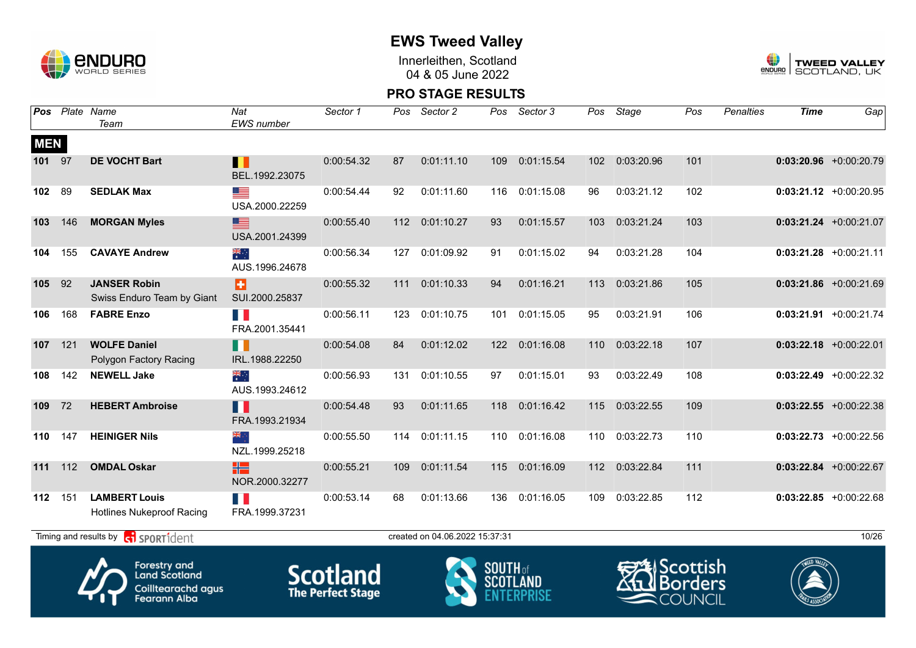# EWS Tweed Valley

Innerleithen, Scotland
04 & 05 June 2022

## PRO STAGE RESULTS

| Pos | Plate | Name / Team | Nat / EWS number | Sector 1 | Pos | Sector 2 | Pos | Sector 3 | Pos | Stage | Pos | Penalties | Time | Gap |
|---|---|---|---|---|---|---|---|---|---|---|---|---|---|---|
| **MEN** | | | | | | | | | | | | | | |
| **101** | 97 | **DE VOCHT Bart** | BEL.1992.23075 | 0:00:54.32 | 87 | 0:01:11.10 | 109 | 0:01:15.54 | 102 | 0:03:20.96 | 101 | | **0:03:20.96** | +0:00:20.79 |
| **102** | 89 | **SEDLAK Max** | USA.2000.22259 | 0:00:54.44 | 92 | 0:01:11.60 | 116 | 0:01:15.08 | 96 | 0:03:21.12 | 102 | | **0:03:21.12** | +0:00:20.95 |
| **103** | 146 | **MORGAN Myles** | USA.2001.24399 | 0:00:55.40 | 112 | 0:01:10.27 | 93 | 0:01:15.57 | 103 | 0:03:21.24 | 103 | | **0:03:21.24** | +0:00:21.07 |
| **104** | 155 | **CAVAYE Andrew** | AUS.1996.24678 | 0:00:56.34 | 127 | 0:01:09.92 | 91 | 0:01:15.02 | 94 | 0:03:21.28 | 104 | | **0:03:21.28** | +0:00:21.11 |
| **105** | 92 | **JANSER Robin**<br>Swiss Enduro Team by Giant | SUI.2000.25837 | 0:00:55.32 | 111 | 0:01:10.33 | 94 | 0:01:16.21 | 113 | 0:03:21.86 | 105 | | **0:03:21.86** | +0:00:21.69 |
| **106** | 168 | **FABRE Enzo** | FRA.2001.35441 | 0:00:56.11 | 123 | 0:01:10.75 | 101 | 0:01:15.05 | 95 | 0:03:21.91 | 106 | | **0:03:21.91** | +0:00:21.74 |
| **107** | 121 | **WOLFE Daniel**<br>Polygon Factory Racing | IRL.1988.22250 | 0:00:54.08 | 84 | 0:01:12.02 | 122 | 0:01:16.08 | 110 | 0:03:22.18 | 107 | | **0:03:22.18** | +0:00:22.01 |
| **108** | 142 | **NEWELL Jake** | AUS.1993.24612 | 0:00:56.93 | 131 | 0:01:10.55 | 97 | 0:01:15.01 | 93 | 0:03:22.49 | 108 | | **0:03:22.49** | +0:00:22.32 |
| **109** | 72 | **HEBERT Ambroise** | FRA.1993.21934 | 0:00:54.48 | 93 | 0:01:11.65 | 118 | 0:01:16.42 | 115 | 0:03:22.55 | 109 | | **0:03:22.55** | +0:00:22.38 |
| **110** | 147 | **HEINIGER Nils** | NZL.1999.25218 | 0:00:55.50 | 114 | 0:01:11.15 | 110 | 0:01:16.08 | 110 | 0:03:22.73 | 110 | | **0:03:22.73** | +0:00:22.56 |
| **111** | 112 | **OMDAL Oskar** | NOR.2000.32277 | 0:00:55.21 | 109 | 0:01:11.54 | 115 | 0:01:16.09 | 112 | 0:03:22.84 | 111 | | **0:03:22.84** | +0:00:22.67 |
| **112** | 151 | **LAMBERT Louis**<br>Hotlines Nukeproof Racing | FRA.1999.37231 | 0:00:53.14 | 68 | 0:01:13.66 | 136 | 0:01:16.05 | 109 | 0:03:22.85 | 112 | | **0:03:22.85** | +0:00:22.68 |

Timing and results by SPORTident — created on 04.06.2022 15:37:31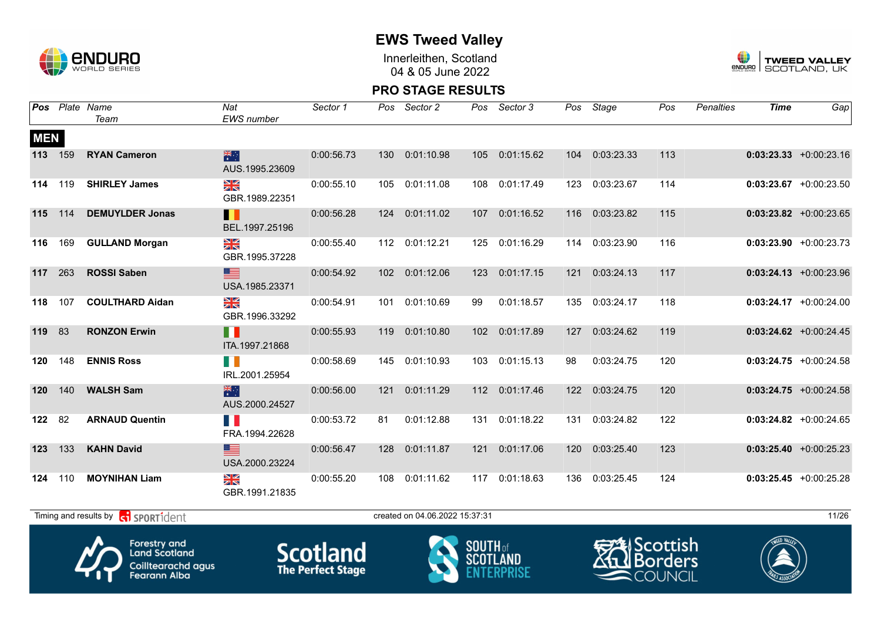# EWS Tweed Valley

Innerleithen, Scotland
04 & 05 June 2022

## PRO STAGE RESULTS

| Pos | Plate | Name / Team | Nat / EWS number | Sector 1 | Pos | Sector 2 | Pos | Sector 3 | Pos | Stage | Pos | Penalties | Time | Gap |
|---|---|---|---|---|---|---|---|---|---|---|---|---|---|---|
| **MEN** | | | | | | | | | | | | | | |
| 113 | 159 | **RYAN Cameron** | AUS.1995.23609 | 0:00:56.73 | 130 | 0:01:10.98 | 105 | 0:01:15.62 | 104 | 0:03:23.33 | 113 | | **0:03:23.33** | +0:00:23.16 |
| 114 | 119 | **SHIRLEY James** | GBR.1989.22351 | 0:00:55.10 | 105 | 0:01:11.08 | 108 | 0:01:17.49 | 123 | 0:03:23.67 | 114 | | **0:03:23.67** | +0:00:23.50 |
| 115 | 114 | **DEMUYLDER Jonas** | BEL.1997.25196 | 0:00:56.28 | 124 | 0:01:11.02 | 107 | 0:01:16.52 | 116 | 0:03:23.82 | 115 | | **0:03:23.82** | +0:00:23.65 |
| 116 | 169 | **GULLAND Morgan** | GBR.1995.37228 | 0:00:55.40 | 112 | 0:01:12.21 | 125 | 0:01:16.29 | 114 | 0:03:23.90 | 116 | | **0:03:23.90** | +0:00:23.73 |
| 117 | 263 | **ROSSI Saben** | USA.1985.23371 | 0:00:54.92 | 102 | 0:01:12.06 | 123 | 0:01:17.15 | 121 | 0:03:24.13 | 117 | | **0:03:24.13** | +0:00:23.96 |
| 118 | 107 | **COULTHARD Aidan** | GBR.1996.33292 | 0:00:54.91 | 101 | 0:01:10.69 | 99 | 0:01:18.57 | 135 | 0:03:24.17 | 118 | | **0:03:24.17** | +0:00:24.00 |
| 119 | 83 | **RONZON Erwin** | ITA.1997.21868 | 0:00:55.93 | 119 | 0:01:10.80 | 102 | 0:01:17.89 | 127 | 0:03:24.62 | 119 | | **0:03:24.62** | +0:00:24.45 |
| 120 | 148 | **ENNIS Ross** | IRL.2001.25954 | 0:00:58.69 | 145 | 0:01:10.93 | 103 | 0:01:15.13 | 98 | 0:03:24.75 | 120 | | **0:03:24.75** | +0:00:24.58 |
| 120 | 140 | **WALSH Sam** | AUS.2000.24527 | 0:00:56.00 | 121 | 0:01:11.29 | 112 | 0:01:17.46 | 122 | 0:03:24.75 | 120 | | **0:03:24.75** | +0:00:24.58 |
| 122 | 82 | **ARNAUD Quentin** | FRA.1994.22628 | 0:00:53.72 | 81 | 0:01:12.88 | 131 | 0:01:18.22 | 131 | 0:03:24.82 | 122 | | **0:03:24.82** | +0:00:24.65 |
| 123 | 133 | **KAHN David** | USA.2000.23224 | 0:00:56.47 | 128 | 0:01:11.87 | 121 | 0:01:17.06 | 120 | 0:03:25.40 | 123 | | **0:03:25.40** | +0:00:25.23 |
| 124 | 110 | **MOYNIHAN Liam** | GBR.1991.21835 | 0:00:55.20 | 108 | 0:01:11.62 | 117 | 0:01:18.63 | 136 | 0:03:25.45 | 124 | | **0:03:25.45** | +0:00:25.28 |

Timing and results by SPORTident — created on 04.06.2022 15:37:31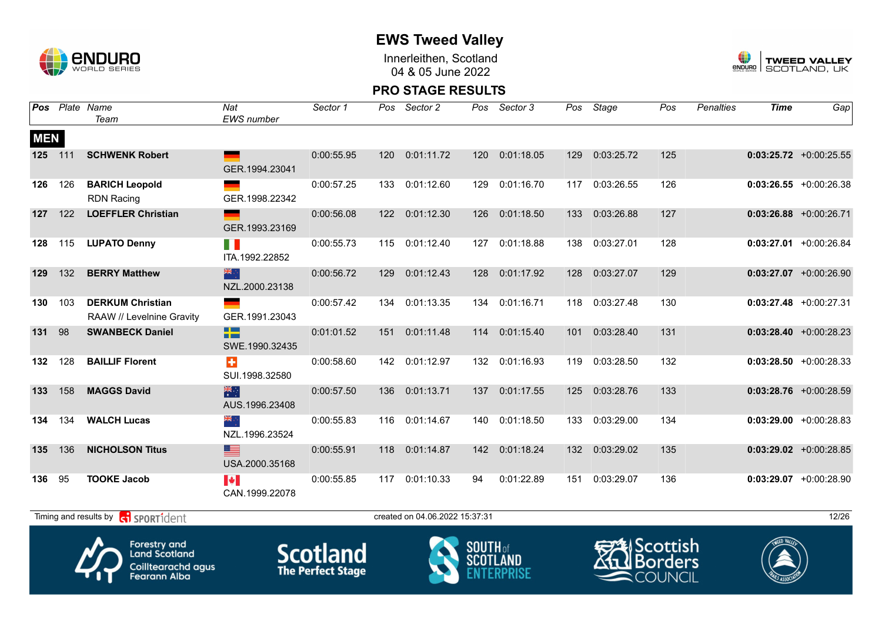# EWS Tweed Valley

Innerleithen, Scotland
04 & 05 June 2022

## PRO STAGE RESULTS

| Pos | Plate | Name / Team | Nat / EWS number | Sector 1 | Pos | Sector 2 | Pos | Sector 3 | Pos | Stage | Pos | Penalties | Time | Gap |
|---|---|---|---|---|---|---|---|---|---|---|---|---|---|---|
| **MEN** | | | | | | | | | | | | | | |
| **125** | 111 | **SCHWENK Robert** | GER.1994.23041 | 0:00:55.95 | 120 | 0:01:11.72 | 120 | 0:01:18.05 | 129 | 0:03:25.72 | 125 | | **0:03:25.72** | +0:00:25.55 |
| **126** | 126 | **BARICH Leopold** RDN Racing | GER.1998.22342 | 0:00:57.25 | 133 | 0:01:12.60 | 129 | 0:01:16.70 | 117 | 0:03:26.55 | 126 | | **0:03:26.55** | +0:00:26.38 |
| **127** | 122 | **LOEFFLER Christian** | GER.1993.23169 | 0:00:56.08 | 122 | 0:01:12.30 | 126 | 0:01:18.50 | 133 | 0:03:26.88 | 127 | | **0:03:26.88** | +0:00:26.71 |
| **128** | 115 | **LUPATO Denny** | ITA.1992.22852 | 0:00:55.73 | 115 | 0:01:12.40 | 127 | 0:01:18.88 | 138 | 0:03:27.01 | 128 | | **0:03:27.01** | +0:00:26.84 |
| **129** | 132 | **BERRY Matthew** | NZL.2000.23138 | 0:00:56.72 | 129 | 0:01:12.43 | 128 | 0:01:17.92 | 128 | 0:03:27.07 | 129 | | **0:03:27.07** | +0:00:26.90 |
| **130** | 103 | **DERKUM Christian** RAAW // Levelnine Gravity | GER.1991.23043 | 0:00:57.42 | 134 | 0:01:13.35 | 134 | 0:01:16.71 | 118 | 0:03:27.48 | 130 | | **0:03:27.48** | +0:00:27.31 |
| **131** | 98 | **SWANBECK Daniel** | SWE.1990.32435 | 0:01:01.52 | 151 | 0:01:11.48 | 114 | 0:01:15.40 | 101 | 0:03:28.40 | 131 | | **0:03:28.40** | +0:00:28.23 |
| **132** | 128 | **BAILLIF Florent** | SUI.1998.32580 | 0:00:58.60 | 142 | 0:01:12.97 | 132 | 0:01:16.93 | 119 | 0:03:28.50 | 132 | | **0:03:28.50** | +0:00:28.33 |
| **133** | 158 | **MAGGS David** | AUS.1996.23408 | 0:00:57.50 | 136 | 0:01:13.71 | 137 | 0:01:17.55 | 125 | 0:03:28.76 | 133 | | **0:03:28.76** | +0:00:28.59 |
| **134** | 134 | **WALCH Lucas** | NZL.1996.23524 | 0:00:55.83 | 116 | 0:01:14.67 | 140 | 0:01:18.50 | 133 | 0:03:29.00 | 134 | | **0:03:29.00** | +0:00:28.83 |
| **135** | 136 | **NICHOLSON Titus** | USA.2000.35168 | 0:00:55.91 | 118 | 0:01:14.87 | 142 | 0:01:18.24 | 132 | 0:03:29.02 | 135 | | **0:03:29.02** | +0:00:28.85 |
| **136** | 95 | **TOOKE Jacob** | CAN.1999.22078 | 0:00:55.85 | 117 | 0:01:10.33 | 94 | 0:01:22.89 | 151 | 0:03:29.07 | 136 | | **0:03:29.07** | +0:00:28.90 |

Timing and results by SPORTident — created on 04.06.2022 15:37:31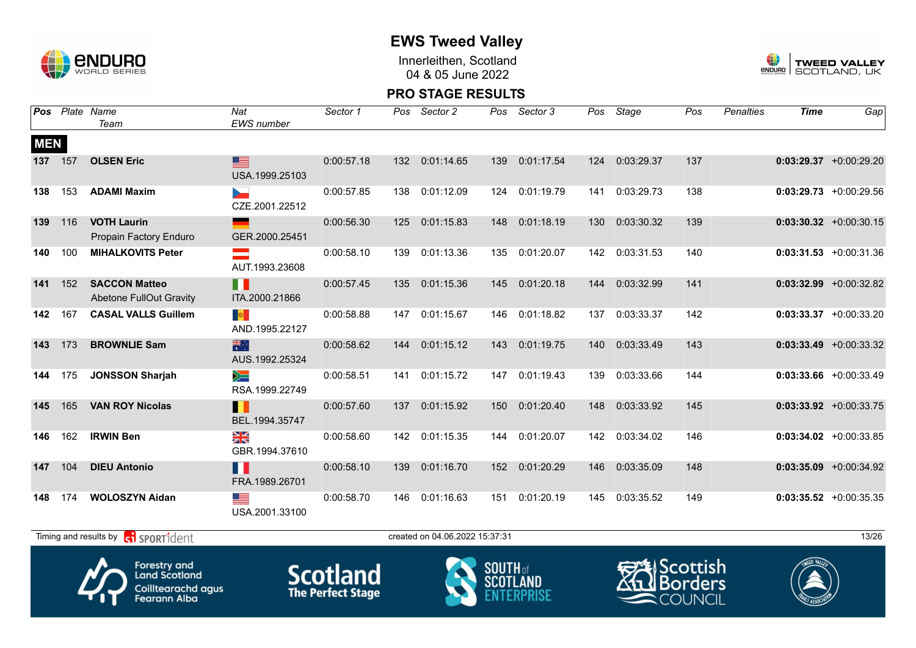# EWS Tweed Valley

Innerleithen, Scotland
04 & 05 June 2022

## PRO STAGE RESULTS

| Pos | Plate | Name / Team | Nat / EWS number | Sector 1 | Pos | Sector 2 | Pos | Sector 3 | Pos | Stage | Pos | Penalties | Time | Gap |
|---|---|---|---|---|---|---|---|---|---|---|---|---|---|---|
| **MEN** | | | | | | | | | | | | | | |
| **137** | 157 | **OLSEN Eric** | USA.1999.25103 | 0:00:57.18 | 132 | 0:01:14.65 | 139 | 0:01:17.54 | 124 | 0:03:29.37 | 137 | | **0:03:29.37** | +0:00:29.20 |
| **138** | 153 | **ADAMI Maxim** | CZE.2001.22512 | 0:00:57.85 | 138 | 0:01:12.09 | 124 | 0:01:19.79 | 141 | 0:03:29.73 | 138 | | **0:03:29.73** | +0:00:29.56 |
| **139** | 116 | **VOTH Laurin** Propain Factory Enduro | GER.2000.25451 | 0:00:56.30 | 125 | 0:01:15.83 | 148 | 0:01:18.19 | 130 | 0:03:30.32 | 139 | | **0:03:30.32** | +0:00:30.15 |
| **140** | 100 | **MIHALKOVITS Peter** | AUT.1993.23608 | 0:00:58.10 | 139 | 0:01:13.36 | 135 | 0:01:20.07 | 142 | 0:03:31.53 | 140 | | **0:03:31.53** | +0:00:31.36 |
| **141** | 152 | **SACCON Matteo** Abetone FullOut Gravity | ITA.2000.21866 | 0:00:57.45 | 135 | 0:01:15.36 | 145 | 0:01:20.18 | 144 | 0:03:32.99 | 141 | | **0:03:32.99** | +0:00:32.82 |
| **142** | 167 | **CASAL VALLS Guillem** | AND.1995.22127 | 0:00:58.88 | 147 | 0:01:15.67 | 146 | 0:01:18.82 | 137 | 0:03:33.37 | 142 | | **0:03:33.37** | +0:00:33.20 |
| **143** | 173 | **BROWNLIE Sam** | AUS.1992.25324 | 0:00:58.62 | 144 | 0:01:15.12 | 143 | 0:01:19.75 | 140 | 0:03:33.49 | 143 | | **0:03:33.49** | +0:00:33.32 |
| **144** | 175 | **JONSSON Sharjah** | RSA.1999.22749 | 0:00:58.51 | 141 | 0:01:15.72 | 147 | 0:01:19.43 | 139 | 0:03:33.66 | 144 | | **0:03:33.66** | +0:00:33.49 |
| **145** | 165 | **VAN ROY Nicolas** | BEL.1994.35747 | 0:00:57.60 | 137 | 0:01:15.92 | 150 | 0:01:20.40 | 148 | 0:03:33.92 | 145 | | **0:03:33.92** | +0:00:33.75 |
| **146** | 162 | **IRWIN Ben** | GBR.1994.37610 | 0:00:58.60 | 142 | 0:01:15.35 | 144 | 0:01:20.07 | 142 | 0:03:34.02 | 146 | | **0:03:34.02** | +0:00:33.85 |
| **147** | 104 | **DIEU Antonio** | FRA.1989.26701 | 0:00:58.10 | 139 | 0:01:16.70 | 152 | 0:01:20.29 | 146 | 0:03:35.09 | 148 | | **0:03:35.09** | +0:00:34.92 |
| **148** | 174 | **WOLOSZYN Aidan** | USA.2001.33100 | 0:00:58.70 | 146 | 0:01:16.63 | 151 | 0:01:20.19 | 145 | 0:03:35.52 | 149 | | **0:03:35.52** | +0:00:35.35 |

Timing and results by SPORTident — created on 04.06.2022 15:37:31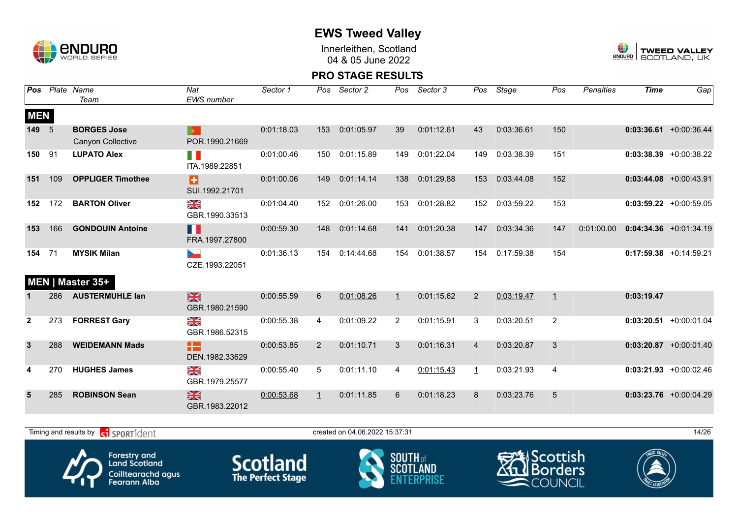# EWS Tweed Valley

Innerleithen, Scotland
04 & 05 June 2022

## PRO STAGE RESULTS

| Pos | Plate | Name / Team | Nat / EWS number | Sector 1 | Pos | Sector 2 | Pos | Sector 3 | Pos | Stage | Pos | Penalties | Time | Gap |
|---|---|---|---|---|---|---|---|---|---|---|---|---|---|---|
| **MEN** | | | | | | | | | | | | | | |
| **149** | 5 | **BORGES Jose** Canyon Collective | POR.1990.21669 | 0:01:18.03 | 153 | 0:01:05.97 | 39 | 0:01:12.61 | 43 | 0:03:36.61 | 150 | | **0:03:36.61** | +0:00:36.44 |
| **150** | 91 | **LUPATO Alex** | ITA.1989.22851 | 0:01:00.46 | 150 | 0:01:15.89 | 149 | 0:01:22.04 | 149 | 0:03:38.39 | 151 | | **0:03:38.39** | +0:00:38.22 |
| **151** | 109 | **OPPLIGER Timothee** | SUI.1992.21701 | 0:01:00.06 | 149 | 0:01:14.14 | 138 | 0:01:29.88 | 153 | 0:03:44.08 | 152 | | **0:03:44.08** | +0:00:43.91 |
| **152** | 172 | **BARTON Oliver** | GBR.1990.33513 | 0:01:04.40 | 152 | 0:01:26.00 | 153 | 0:01:28.82 | 152 | 0:03:59.22 | 153 | | **0:03:59.22** | +0:00:59.05 |
| **153** | 166 | **GONDOUIN Antoine** | FRA.1997.27800 | 0:00:59.30 | 148 | 0:01:14.68 | 141 | 0:01:20.38 | 147 | 0:03:34.36 | 147 | 0:01:00.00 | **0:04:34.36** | +0:01:34.19 |
| **154** | 71 | **MYSIK Milan** | CZE.1993.22051 | 0:01:36.13 | 154 | 0:14:44.68 | 154 | 0:01:38.57 | 154 | 0:17:59.38 | 154 | | **0:17:59.38** | +0:14:59.21 |
| **MEN \| Master 35+** | | | | | | | | | | | | | | |
| **1** | 286 | **AUSTERMUHLE Ian** | GBR.1980.21590 | 0:00:55.59 | 6 | 0:01:08.26 | 1 | 0:01:15.62 | 2 | 0:03:19.47 | 1 | | **0:03:19.47** | |
| **2** | 273 | **FORREST Gary** | GBR.1986.52315 | 0:00:55.38 | 4 | 0:01:09.22 | 2 | 0:01:15.91 | 3 | 0:03:20.51 | 2 | | **0:03:20.51** | +0:00:01.04 |
| **3** | 288 | **WEIDEMANN Mads** | DEN.1982.33629 | 0:00:53.85 | 2 | 0:01:10.71 | 3 | 0:01:16.31 | 4 | 0:03:20.87 | 3 | | **0:03:20.87** | +0:00:01.40 |
| **4** | 270 | **HUGHES James** | GBR.1979.25577 | 0:00:55.40 | 5 | 0:01:11.10 | 4 | 0:01:15.43 | 1 | 0:03:21.93 | 4 | | **0:03:21.93** | +0:00:02.46 |
| **5** | 285 | **ROBINSON Sean** | GBR.1983.22012 | 0:00:53.68 | 1 | 0:01:11.85 | 6 | 0:01:18.23 | 8 | 0:03:23.76 | 5 | | **0:03:23.76** | +0:00:04.29 |

Timing and results by SPORTident — created on 04.06.2022 15:37:31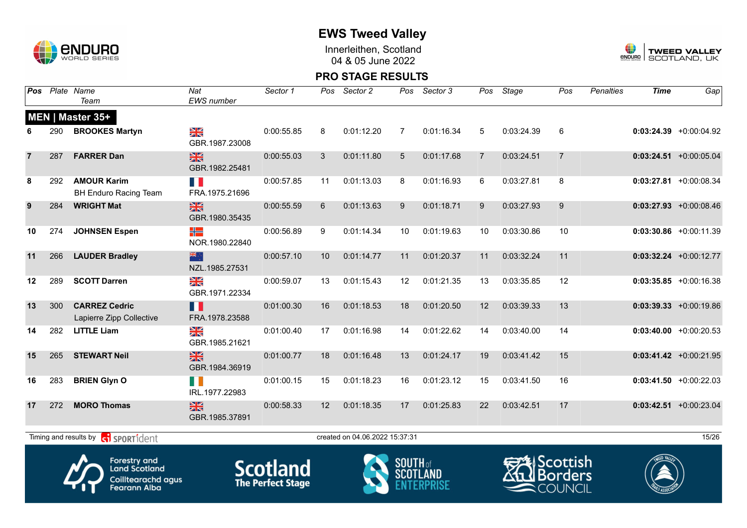# EWS Tweed Valley

Innerleithen, Scotland
04 & 05 June 2022

## PRO STAGE RESULTS

### MEN | Master 35+

| Pos | Plate | Name / Team | Nat / EWS number | Sector 1 | Pos | Sector 2 | Pos | Sector 3 | Pos | Stage | Pos | Penalties | Time | Gap |
|---|---|---|---|---|---|---|---|---|---|---|---|---|---|---|
| 6 | 290 | **BROOKES Martyn** | GBR.1987.23008 | 0:00:55.85 | 8 | 0:01:12.20 | 7 | 0:01:16.34 | 5 | 0:03:24.39 | 6 | | **0:03:24.39** | +0:00:04.92 |
| 7 | 287 | **FARRER Dan** | GBR.1982.25481 | 0:00:55.03 | 3 | 0:01:11.80 | 5 | 0:01:17.68 | 7 | 0:03:24.51 | 7 | | **0:03:24.51** | +0:00:05.04 |
| 8 | 292 | **AMOUR Karim** BH Enduro Racing Team | FRA.1975.21696 | 0:00:57.85 | 11 | 0:01:13.03 | 8 | 0:01:16.93 | 6 | 0:03:27.81 | 8 | | **0:03:27.81** | +0:00:08.34 |
| 9 | 284 | **WRIGHT Mat** | GBR.1980.35435 | 0:00:55.59 | 6 | 0:01:13.63 | 9 | 0:01:18.71 | 9 | 0:03:27.93 | 9 | | **0:03:27.93** | +0:00:08.46 |
| 10 | 274 | **JOHNSEN Espen** | NOR.1980.22840 | 0:00:56.89 | 9 | 0:01:14.34 | 10 | 0:01:19.63 | 10 | 0:03:30.86 | 10 | | **0:03:30.86** | +0:00:11.39 |
| 11 | 266 | **LAUDER Bradley** | NZL.1985.27531 | 0:00:57.10 | 10 | 0:01:14.77 | 11 | 0:01:20.37 | 11 | 0:03:32.24 | 11 | | **0:03:32.24** | +0:00:12.77 |
| 12 | 289 | **SCOTT Darren** | GBR.1971.22334 | 0:00:59.07 | 13 | 0:01:15.43 | 12 | 0:01:21.35 | 13 | 0:03:35.85 | 12 | | **0:03:35.85** | +0:00:16.38 |
| 13 | 300 | **CARREZ Cedric** Lapierre Zipp Collective | FRA.1978.23588 | 0:01:00.30 | 16 | 0:01:18.53 | 18 | 0:01:20.50 | 12 | 0:03:39.33 | 13 | | **0:03:39.33** | +0:00:19.86 |
| 14 | 282 | **LITTLE Liam** | GBR.1985.21621 | 0:01:00.40 | 17 | 0:01:16.98 | 14 | 0:01:22.62 | 14 | 0:03:40.00 | 14 | | **0:03:40.00** | +0:00:20.53 |
| 15 | 265 | **STEWART Neil** | GBR.1984.36919 | 0:01:00.77 | 18 | 0:01:16.48 | 13 | 0:01:24.17 | 19 | 0:03:41.42 | 15 | | **0:03:41.42** | +0:00:21.95 |
| 16 | 283 | **BRIEN Glyn O** | IRL.1977.22983 | 0:01:00.15 | 15 | 0:01:18.23 | 16 | 0:01:23.12 | 15 | 0:03:41.50 | 16 | | **0:03:41.50** | +0:00:22.03 |
| 17 | 272 | **MORO Thomas** | GBR.1985.37891 | 0:00:58.33 | 12 | 0:01:18.35 | 17 | 0:01:25.83 | 22 | 0:03:42.51 | 17 | | **0:03:42.51** | +0:00:23.04 |

Timing and results by SPORTident — created on 04.06.2022 15:37:31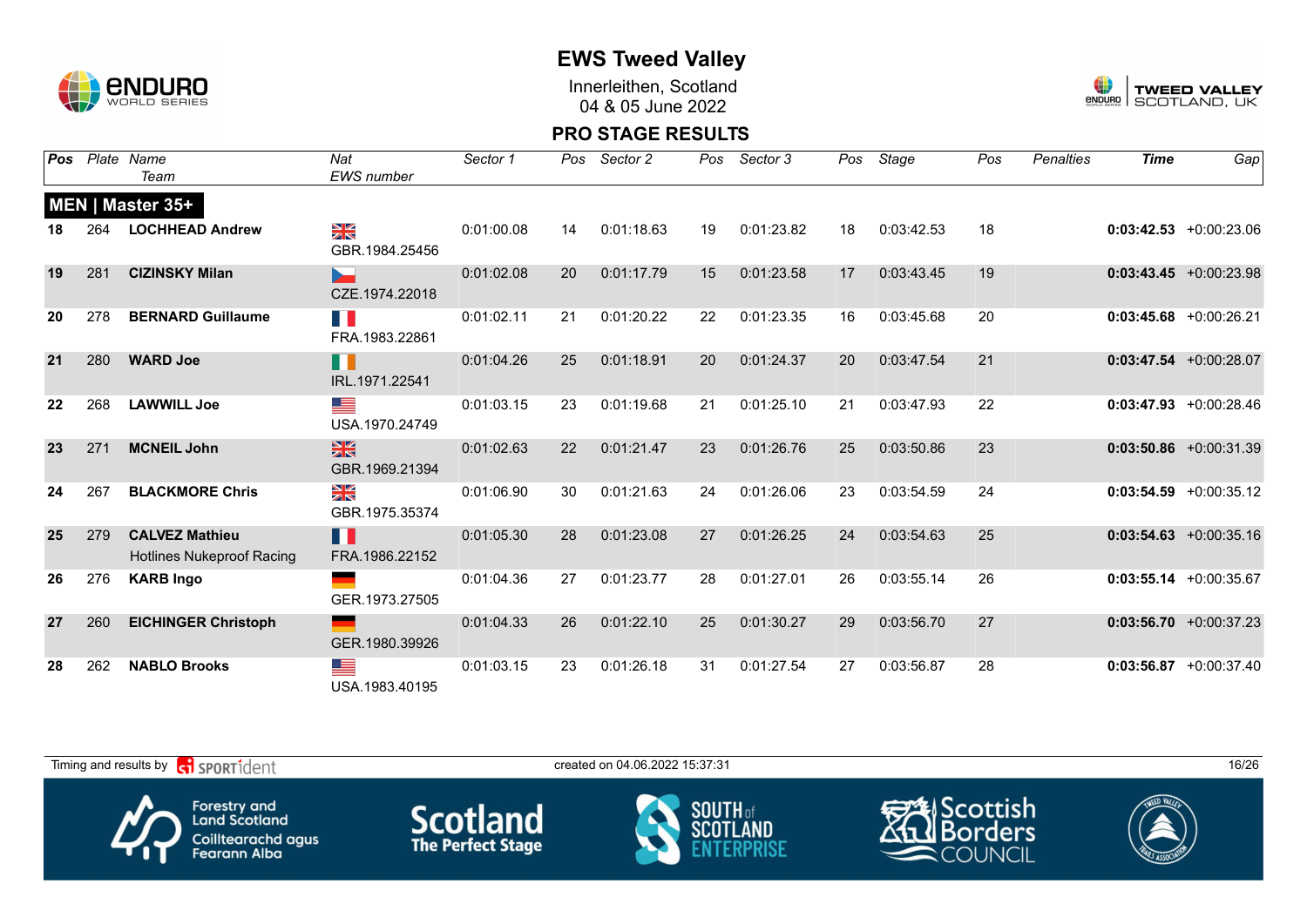# EWS Tweed Valley

Innerleithen, Scotland
04 & 05 June 2022

## PRO STAGE RESULTS

| Pos | Plate | Name / Team | Nat / EWS number | Sector 1 | Pos | Sector 2 | Pos | Sector 3 | Pos | Stage | Pos | Penalties | Time | Gap |
|---|---|---|---|---|---|---|---|---|---|---|---|---|---|---|
| **MEN \| Master 35+** | | | | | | | | | | | | | | |
| 18 | 264 | **LOCHHEAD Andrew** | GBR.1984.25456 | 0:01:00.08 | 14 | 0:01:18.63 | 19 | 0:01:23.82 | 18 | 0:03:42.53 | 18 | | **0:03:42.53** | +0:00:23.06 |
| 19 | 281 | **CIZINSKY Milan** | CZE.1974.22018 | 0:01:02.08 | 20 | 0:01:17.79 | 15 | 0:01:23.58 | 17 | 0:03:43.45 | 19 | | **0:03:43.45** | +0:00:23.98 |
| 20 | 278 | **BERNARD Guillaume** | FRA.1983.22861 | 0:01:02.11 | 21 | 0:01:20.22 | 22 | 0:01:23.35 | 16 | 0:03:45.68 | 20 | | **0:03:45.68** | +0:00:26.21 |
| 21 | 280 | **WARD Joe** | IRL.1971.22541 | 0:01:04.26 | 25 | 0:01:18.91 | 20 | 0:01:24.37 | 20 | 0:03:47.54 | 21 | | **0:03:47.54** | +0:00:28.07 |
| 22 | 268 | **LAWWILL Joe** | USA.1970.24749 | 0:01:03.15 | 23 | 0:01:19.68 | 21 | 0:01:25.10 | 21 | 0:03:47.93 | 22 | | **0:03:47.93** | +0:00:28.46 |
| 23 | 271 | **MCNEIL John** | GBR.1969.21394 | 0:01:02.63 | 22 | 0:01:21.47 | 23 | 0:01:26.76 | 25 | 0:03:50.86 | 23 | | **0:03:50.86** | +0:00:31.39 |
| 24 | 267 | **BLACKMORE Chris** | GBR.1975.35374 | 0:01:06.90 | 30 | 0:01:21.63 | 24 | 0:01:26.06 | 23 | 0:03:54.59 | 24 | | **0:03:54.59** | +0:00:35.12 |
| 25 | 279 | **CALVEZ Mathieu** Hotlines Nukeproof Racing | FRA.1986.22152 | 0:01:05.30 | 28 | 0:01:23.08 | 27 | 0:01:26.25 | 24 | 0:03:54.63 | 25 | | **0:03:54.63** | +0:00:35.16 |
| 26 | 276 | **KARB Ingo** | GER.1973.27505 | 0:01:04.36 | 27 | 0:01:23.77 | 28 | 0:01:27.01 | 26 | 0:03:55.14 | 26 | | **0:03:55.14** | +0:00:35.67 |
| 27 | 260 | **EICHINGER Christoph** | GER.1980.39926 | 0:01:04.33 | 26 | 0:01:22.10 | 25 | 0:01:30.27 | 29 | 0:03:56.70 | 27 | | **0:03:56.70** | +0:00:37.23 |
| 28 | 262 | **NABLO Brooks** | USA.1983.40195 | 0:01:03.15 | 23 | 0:01:26.18 | 31 | 0:01:27.54 | 27 | 0:03:56.87 | 28 | | **0:03:56.87** | +0:00:37.40 |

Timing and results by SPORTident — created on 04.06.2022 15:37:31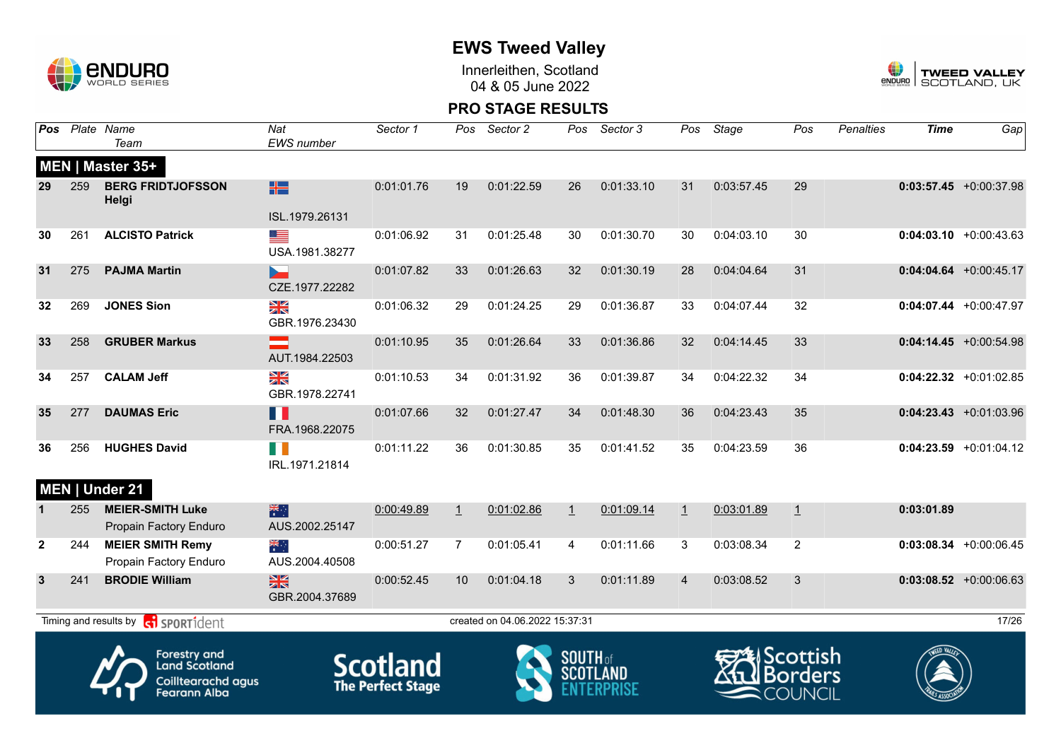# EWS Tweed Valley

Innerleithen, Scotland
04 & 05 June 2022

## PRO STAGE RESULTS

| Pos | Plate | Name / Team | Nat / EWS number | Sector 1 | Pos | Sector 2 | Pos | Sector 3 | Pos | Stage | Pos | Penalties | Time | Gap |
|---|---|---|---|---|---|---|---|---|---|---|---|---|---|---|
| **MEN \| Master 35+** | | | | | | | | | | | | | | |
| 29 | 259 | **BERG FRIDTJOFSSON Helgi** | ISL.1979.26131 | 0:01:01.76 | 19 | 0:01:22.59 | 26 | 0:01:33.10 | 31 | 0:03:57.45 | 29 | | **0:03:57.45** | +0:00:37.98 |
| 30 | 261 | **ALCISTO Patrick** | USA.1981.38277 | 0:01:06.92 | 31 | 0:01:25.48 | 30 | 0:01:30.70 | 30 | 0:04:03.10 | 30 | | **0:04:03.10** | +0:00:43.63 |
| 31 | 275 | **PAJMA Martin** | CZE.1977.22282 | 0:01:07.82 | 33 | 0:01:26.63 | 32 | 0:01:30.19 | 28 | 0:04:04.64 | 31 | | **0:04:04.64** | +0:00:45.17 |
| 32 | 269 | **JONES Sion** | GBR.1976.23430 | 0:01:06.32 | 29 | 0:01:24.25 | 29 | 0:01:36.87 | 33 | 0:04:07.44 | 32 | | **0:04:07.44** | +0:00:47.97 |
| 33 | 258 | **GRUBER Markus** | AUT.1984.22503 | 0:01:10.95 | 35 | 0:01:26.64 | 33 | 0:01:36.86 | 32 | 0:04:14.45 | 33 | | **0:04:14.45** | +0:00:54.98 |
| 34 | 257 | **CALAM Jeff** | GBR.1978.22741 | 0:01:10.53 | 34 | 0:01:31.92 | 36 | 0:01:39.87 | 34 | 0:04:22.32 | 34 | | **0:04:22.32** | +0:01:02.85 |
| 35 | 277 | **DAUMAS Eric** | FRA.1968.22075 | 0:01:07.66 | 32 | 0:01:27.47 | 34 | 0:01:48.30 | 36 | 0:04:23.43 | 35 | | **0:04:23.43** | +0:01:03.96 |
| 36 | 256 | **HUGHES David** | IRL.1971.21814 | 0:01:11.22 | 36 | 0:01:30.85 | 35 | 0:01:41.52 | 35 | 0:04:23.59 | 36 | | **0:04:23.59** | +0:01:04.12 |
| **MEN \| Under 21** | | | | | | | | | | | | | | |
| 1 | 255 | **MEIER-SMITH Luke** Propain Factory Enduro | AUS.2002.25147 | 0:00:49.89 | 1 | 0:01:02.86 | 1 | 0:01:09.14 | 1 | 0:03:01.89 | 1 | | **0:03:01.89** | |
| 2 | 244 | **MEIER SMITH Remy** Propain Factory Enduro | AUS.2004.40508 | 0:00:51.27 | 7 | 0:01:05.41 | 4 | 0:01:11.66 | 3 | 0:03:08.34 | 2 | | **0:03:08.34** | +0:00:06.45 |
| 3 | 241 | **BRODIE William** | GBR.2004.37689 | 0:00:52.45 | 10 | 0:01:04.18 | 3 | 0:01:11.89 | 4 | 0:03:08.52 | 3 | | **0:03:08.52** | +0:00:06.63 |

Timing and results by SPORTident — created on 04.06.2022 15:37:31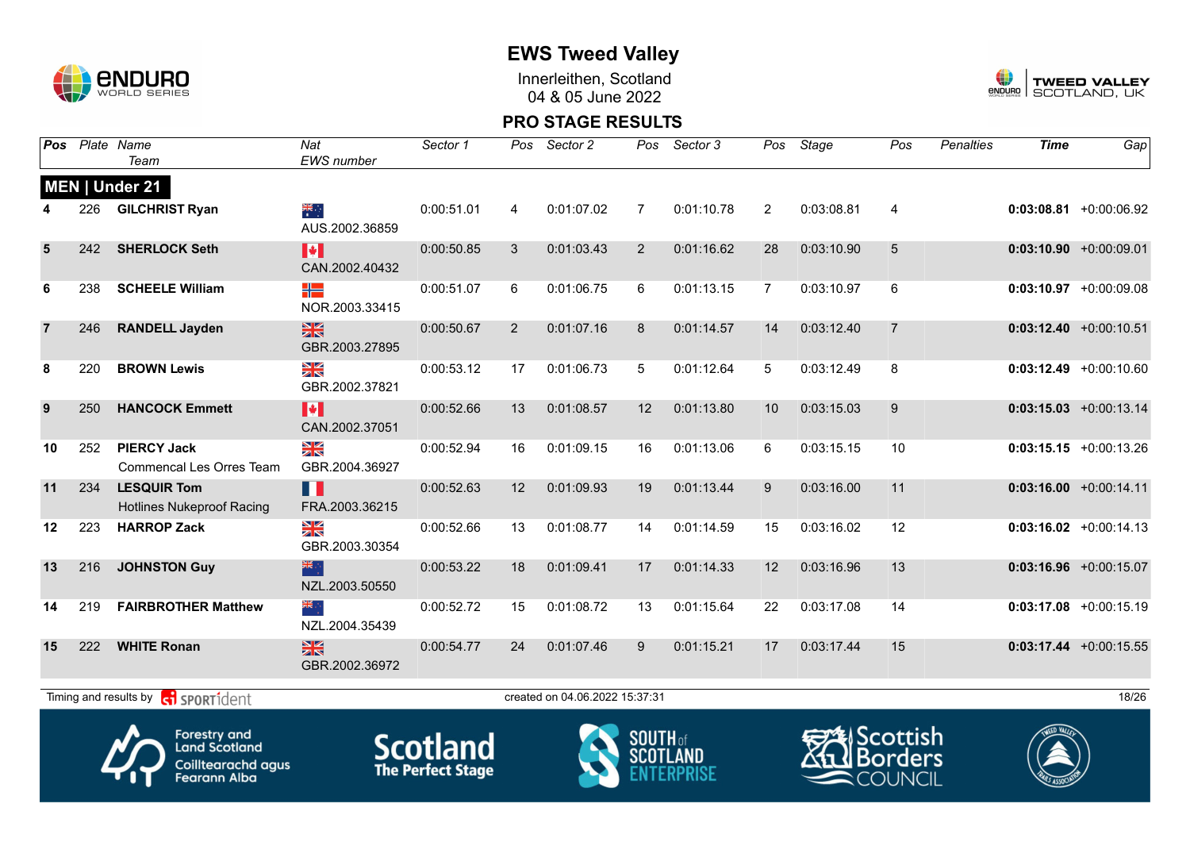# EWS Tweed Valley

Innerleithen, Scotland
04 & 05 June 2022

## PRO STAGE RESULTS

**MEN | Under 21**

| Pos | Plate | Name / Team | Nat / EWS number | Sector 1 | Pos | Sector 2 | Pos | Sector 3 | Pos | Stage | Pos | Penalties | Time | Gap |
|---|---|---|---|---|---|---|---|---|---|---|---|---|---|---|
| 4 | 226 | **GILCHRIST Ryan** | AUS.2002.36859 | 0:00:51.01 | 4 | 0:01:07.02 | 7 | 0:01:10.78 | 2 | 0:03:08.81 | 4 | | **0:03:08.81** | +0:00:06.92 |
| 5 | 242 | **SHERLOCK Seth** | CAN.2002.40432 | 0:00:50.85 | 3 | 0:01:03.43 | 2 | 0:01:16.62 | 28 | 0:03:10.90 | 5 | | **0:03:10.90** | +0:00:09.01 |
| 6 | 238 | **SCHEELE William** | NOR.2003.33415 | 0:00:51.07 | 6 | 0:01:06.75 | 6 | 0:01:13.15 | 7 | 0:03:10.97 | 6 | | **0:03:10.97** | +0:00:09.08 |
| 7 | 246 | **RANDELL Jayden** | GBR.2003.27895 | 0:00:50.67 | 2 | 0:01:07.16 | 8 | 0:01:14.57 | 14 | 0:03:12.40 | 7 | | **0:03:12.40** | +0:00:10.51 |
| 8 | 220 | **BROWN Lewis** | GBR.2002.37821 | 0:00:53.12 | 17 | 0:01:06.73 | 5 | 0:01:12.64 | 5 | 0:03:12.49 | 8 | | **0:03:12.49** | +0:00:10.60 |
| 9 | 250 | **HANCOCK Emmett** | CAN.2002.37051 | 0:00:52.66 | 13 | 0:01:08.57 | 12 | 0:01:13.80 | 10 | 0:03:15.03 | 9 | | **0:03:15.03** | +0:00:13.14 |
| 10 | 252 | **PIERCY Jack** Commencal Les Orres Team | GBR.2004.36927 | 0:00:52.94 | 16 | 0:01:09.15 | 16 | 0:01:13.06 | 6 | 0:03:15.15 | 10 | | **0:03:15.15** | +0:00:13.26 |
| 11 | 234 | **LESQUIR Tom** Hotlines Nukeproof Racing | FRA.2003.36215 | 0:00:52.63 | 12 | 0:01:09.93 | 19 | 0:01:13.44 | 9 | 0:03:16.00 | 11 | | **0:03:16.00** | +0:00:14.11 |
| 12 | 223 | **HARROP Zack** | GBR.2003.30354 | 0:00:52.66 | 13 | 0:01:08.77 | 14 | 0:01:14.59 | 15 | 0:03:16.02 | 12 | | **0:03:16.02** | +0:00:14.13 |
| 13 | 216 | **JOHNSTON Guy** | NZL.2003.50550 | 0:00:53.22 | 18 | 0:01:09.41 | 17 | 0:01:14.33 | 12 | 0:03:16.96 | 13 | | **0:03:16.96** | +0:00:15.07 |
| 14 | 219 | **FAIRBROTHER Matthew** | NZL.2004.35439 | 0:00:52.72 | 15 | 0:01:08.72 | 13 | 0:01:15.64 | 22 | 0:03:17.08 | 14 | | **0:03:17.08** | +0:00:15.19 |
| 15 | 222 | **WHITE Ronan** | GBR.2002.36972 | 0:00:54.77 | 24 | 0:01:07.46 | 9 | 0:01:15.21 | 17 | 0:03:17.44 | 15 | | **0:03:17.44** | +0:00:15.55 |

Timing and results by SPORTident — created on 04.06.2022 15:37:31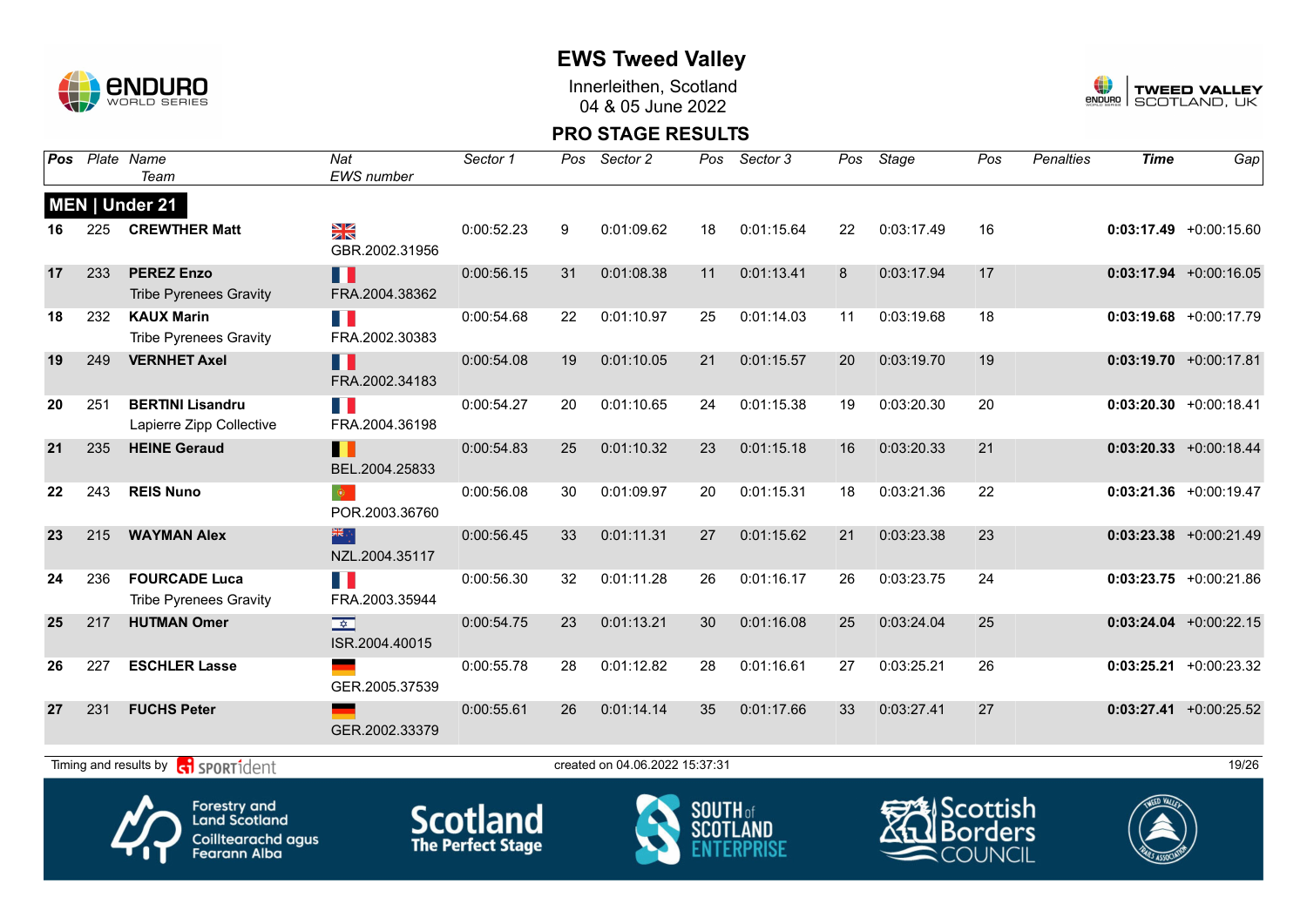# EWS Tweed Valley

Innerleithen, Scotland
04 & 05 June 2022

## PRO STAGE RESULTS

### MEN | Under 21

| Pos | Plate | Name / Team | Nat / EWS number | Sector 1 | Pos | Sector 2 | Pos | Sector 3 | Pos | Stage | Pos | Penalties | Time | Gap |
|---|---|---|---|---|---|---|---|---|---|---|---|---|---|---|
| 16 | 225 | **CREWTHER Matt** | GBR.2002.31956 | 0:00:52.23 | 9 | 0:01:09.62 | 18 | 0:01:15.64 | 22 | 0:03:17.49 | 16 | | **0:03:17.49** | +0:00:15.60 |
| 17 | 233 | **PEREZ Enzo** Tribe Pyrenees Gravity | FRA.2004.38362 | 0:00:56.15 | 31 | 0:01:08.38 | 11 | 0:01:13.41 | 8 | 0:03:17.94 | 17 | | **0:03:17.94** | +0:00:16.05 |
| 18 | 232 | **KAUX Marin** Tribe Pyrenees Gravity | FRA.2002.30383 | 0:00:54.68 | 22 | 0:01:10.97 | 25 | 0:01:14.03 | 11 | 0:03:19.68 | 18 | | **0:03:19.68** | +0:00:17.79 |
| 19 | 249 | **VERNHET Axel** | FRA.2002.34183 | 0:00:54.08 | 19 | 0:01:10.05 | 21 | 0:01:15.57 | 20 | 0:03:19.70 | 19 | | **0:03:19.70** | +0:00:17.81 |
| 20 | 251 | **BERTINI Lisandru** Lapierre Zipp Collective | FRA.2004.36198 | 0:00:54.27 | 20 | 0:01:10.65 | 24 | 0:01:15.38 | 19 | 0:03:20.30 | 20 | | **0:03:20.30** | +0:00:18.41 |
| 21 | 235 | **HEINE Geraud** | BEL.2004.25833 | 0:00:54.83 | 25 | 0:01:10.32 | 23 | 0:01:15.18 | 16 | 0:03:20.33 | 21 | | **0:03:20.33** | +0:00:18.44 |
| 22 | 243 | **REIS Nuno** | POR.2003.36760 | 0:00:56.08 | 30 | 0:01:09.97 | 20 | 0:01:15.31 | 18 | 0:03:21.36 | 22 | | **0:03:21.36** | +0:00:19.47 |
| 23 | 215 | **WAYMAN Alex** | NZL.2004.35117 | 0:00:56.45 | 33 | 0:01:11.31 | 27 | 0:01:15.62 | 21 | 0:03:23.38 | 23 | | **0:03:23.38** | +0:00:21.49 |
| 24 | 236 | **FOURCADE Luca** Tribe Pyrenees Gravity | FRA.2003.35944 | 0:00:56.30 | 32 | 0:01:11.28 | 26 | 0:01:16.17 | 26 | 0:03:23.75 | 24 | | **0:03:23.75** | +0:00:21.86 |
| 25 | 217 | **HUTMAN Omer** | ISR.2004.40015 | 0:00:54.75 | 23 | 0:01:13.21 | 30 | 0:01:16.08 | 25 | 0:03:24.04 | 25 | | **0:03:24.04** | +0:00:22.15 |
| 26 | 227 | **ESCHLER Lasse** | GER.2005.37539 | 0:00:55.78 | 28 | 0:01:12.82 | 28 | 0:01:16.61 | 27 | 0:03:25.21 | 26 | | **0:03:25.21** | +0:00:23.32 |
| 27 | 231 | **FUCHS Peter** | GER.2002.33379 | 0:00:55.61 | 26 | 0:01:14.14 | 35 | 0:01:17.66 | 33 | 0:03:27.41 | 27 | | **0:03:27.41** | +0:00:25.52 |

Timing and results by SPORTident — created on 04.06.2022 15:37:31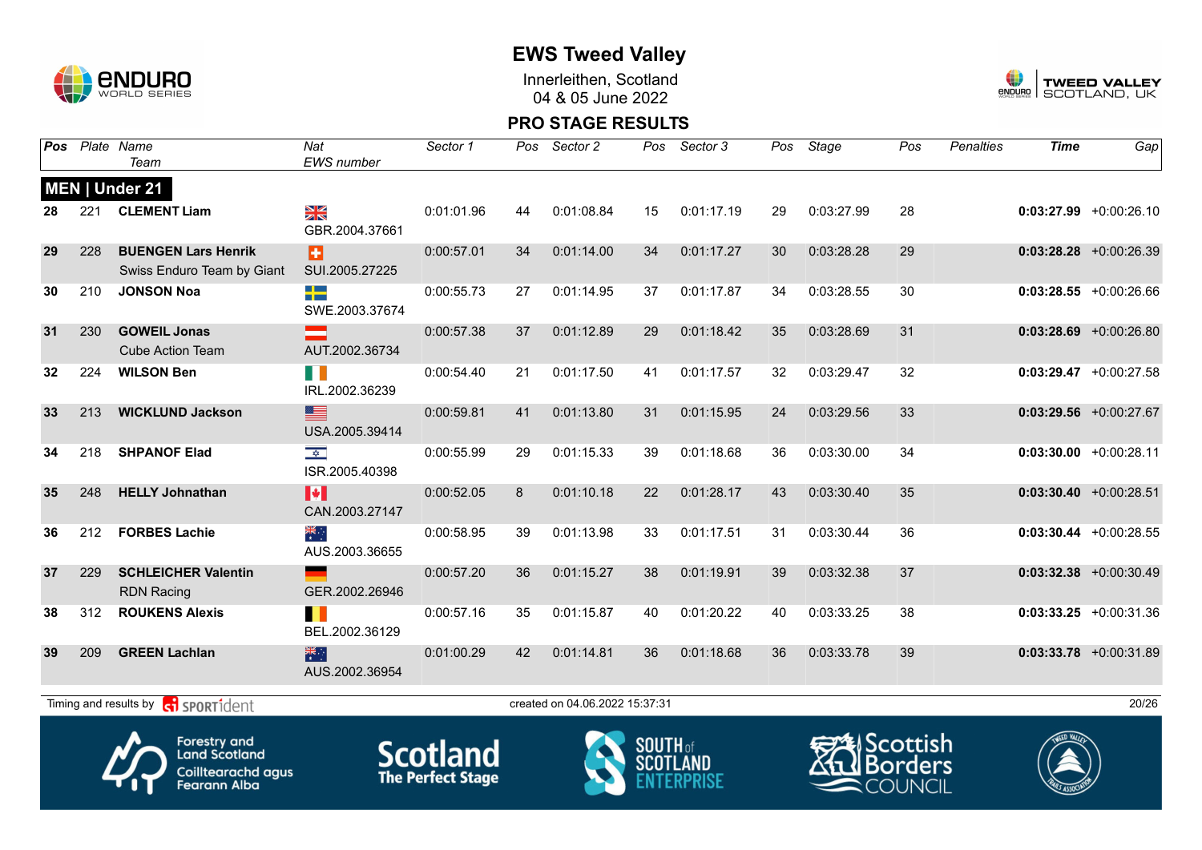# EWS Tweed Valley

Innerleithen, Scotland
04 & 05 June 2022

## PRO STAGE RESULTS

### MEN | Under 21

| Pos | Plate | Name / Team | Nat / EWS number | Sector 1 | Pos | Sector 2 | Pos | Sector 3 | Pos | Stage | Pos | Penalties | Time | Gap |
|---|---|---|---|---|---|---|---|---|---|---|---|---|---|---|
| 28 | 221 | **CLEMENT Liam** | GBR.2004.37661 | 0:01:01.96 | 44 | 0:01:08.84 | 15 | 0:01:17.19 | 29 | 0:03:27.99 | 28 | | **0:03:27.99** | +0:00:26.10 |
| 29 | 228 | **BUENGEN Lars Henrik** Swiss Enduro Team by Giant | SUI.2005.27225 | 0:00:57.01 | 34 | 0:01:14.00 | 34 | 0:01:17.27 | 30 | 0:03:28.28 | 29 | | **0:03:28.28** | +0:00:26.39 |
| 30 | 210 | **JONSON Noa** | SWE.2003.37674 | 0:00:55.73 | 27 | 0:01:14.95 | 37 | 0:01:17.87 | 34 | 0:03:28.55 | 30 | | **0:03:28.55** | +0:00:26.66 |
| 31 | 230 | **GOWEIL Jonas** Cube Action Team | AUT.2002.36734 | 0:00:57.38 | 37 | 0:01:12.89 | 29 | 0:01:18.42 | 35 | 0:03:28.69 | 31 | | **0:03:28.69** | +0:00:26.80 |
| 32 | 224 | **WILSON Ben** | IRL.2002.36239 | 0:00:54.40 | 21 | 0:01:17.50 | 41 | 0:01:17.57 | 32 | 0:03:29.47 | 32 | | **0:03:29.47** | +0:00:27.58 |
| 33 | 213 | **WICKLUND Jackson** | USA.2005.39414 | 0:00:59.81 | 41 | 0:01:13.80 | 31 | 0:01:15.95 | 24 | 0:03:29.56 | 33 | | **0:03:29.56** | +0:00:27.67 |
| 34 | 218 | **SHPANOF Elad** | ISR.2005.40398 | 0:00:55.99 | 29 | 0:01:15.33 | 39 | 0:01:18.68 | 36 | 0:03:30.00 | 34 | | **0:03:30.00** | +0:00:28.11 |
| 35 | 248 | **HELLY Johnathan** | CAN.2003.27147 | 0:00:52.05 | 8 | 0:01:10.18 | 22 | 0:01:28.17 | 43 | 0:03:30.40 | 35 | | **0:03:30.40** | +0:00:28.51 |
| 36 | 212 | **FORBES Lachie** | AUS.2003.36655 | 0:00:58.95 | 39 | 0:01:13.98 | 33 | 0:01:17.51 | 31 | 0:03:30.44 | 36 | | **0:03:30.44** | +0:00:28.55 |
| 37 | 229 | **SCHLEICHER Valentin** RDN Racing | GER.2002.26946 | 0:00:57.20 | 36 | 0:01:15.27 | 38 | 0:01:19.91 | 39 | 0:03:32.38 | 37 | | **0:03:32.38** | +0:00:30.49 |
| 38 | 312 | **ROUKENS Alexis** | BEL.2002.36129 | 0:00:57.16 | 35 | 0:01:15.87 | 40 | 0:01:20.22 | 40 | 0:03:33.25 | 38 | | **0:03:33.25** | +0:00:31.36 |
| 39 | 209 | **GREEN Lachlan** | AUS.2002.36954 | 0:01:00.29 | 42 | 0:01:14.81 | 36 | 0:01:18.68 | 36 | 0:03:33.78 | 39 | | **0:03:33.78** | +0:00:31.89 |

Timing and results by SPORTident — created on 04.06.2022 15:37:31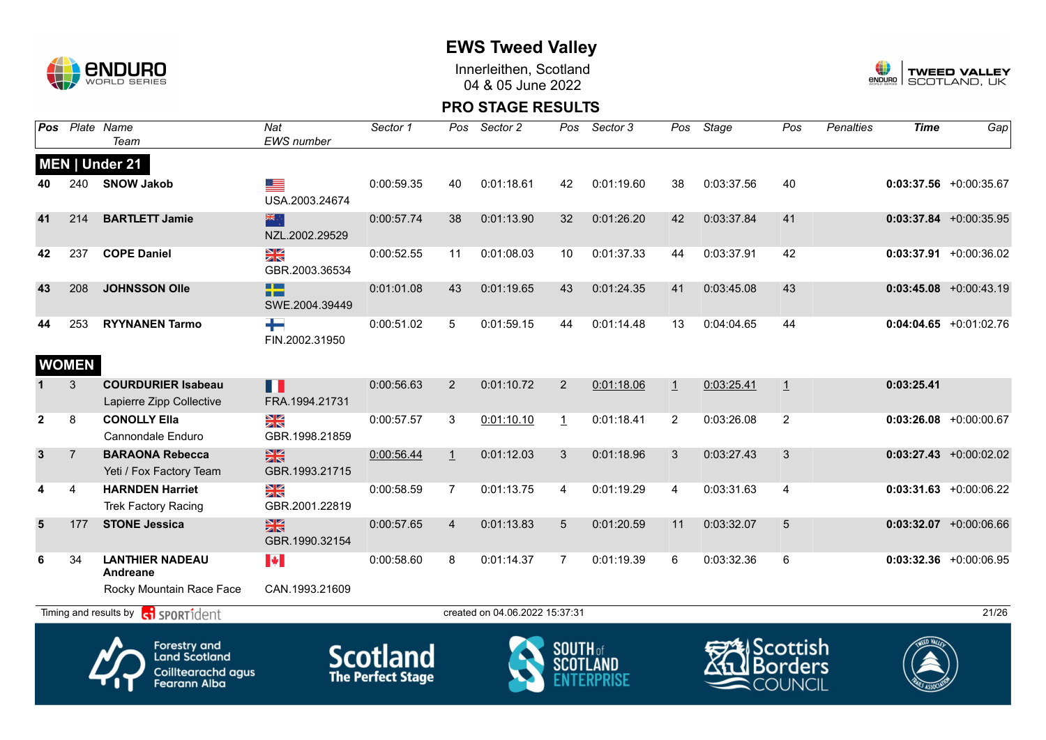# EWS Tweed Valley

Innerleithen, Scotland
04 & 05 June 2022

## PRO STAGE RESULTS

| Pos | Plate | Name / Team | Nat / EWS number | Sector 1 | Pos | Sector 2 | Pos | Sector 3 | Pos | Stage | Pos | Penalties | Time | Gap |
|---|---|---|---|---|---|---|---|---|---|---|---|---|---|---|
| **MEN \| Under 21** | | | | | | | | | | | | | | |
| 40 | 240 | **SNOW Jakob** | USA.2003.24674 | 0:00:59.35 | 40 | 0:01:18.61 | 42 | 0:01:19.60 | 38 | 0:03:37.56 | 40 | | **0:03:37.56** | +0:00:35.67 |
| 41 | 214 | **BARTLETT Jamie** | NZL.2002.29529 | 0:00:57.74 | 38 | 0:01:13.90 | 32 | 0:01:26.20 | 42 | 0:03:37.84 | 41 | | **0:03:37.84** | +0:00:35.95 |
| 42 | 237 | **COPE Daniel** | GBR.2003.36534 | 0:00:52.55 | 11 | 0:01:08.03 | 10 | 0:01:37.33 | 44 | 0:03:37.91 | 42 | | **0:03:37.91** | +0:00:36.02 |
| 43 | 208 | **JOHNSSON Olle** | SWE.2004.39449 | 0:01:01.08 | 43 | 0:01:19.65 | 43 | 0:01:24.35 | 41 | 0:03:45.08 | 43 | | **0:03:45.08** | +0:00:43.19 |
| 44 | 253 | **RYYNANEN Tarmo** | FIN.2002.31950 | 0:00:51.02 | 5 | 0:01:59.15 | 44 | 0:01:14.48 | 13 | 0:04:04.65 | 44 | | **0:04:04.65** | +0:01:02.76 |
| **WOMEN** | | | | | | | | | | | | | | |
| 1 | 3 | **COURDURIER Isabeau** Lapierre Zipp Collective | FRA.1994.21731 | 0:00:56.63 | 2 | 0:01:10.72 | 2 | 0:01:18.06 | 1 | 0:03:25.41 | 1 | | **0:03:25.41** | |
| 2 | 8 | **CONOLLY Ella** Cannondale Enduro | GBR.1998.21859 | 0:00:57.57 | 3 | 0:01:10.10 | 1 | 0:01:18.41 | 2 | 0:03:26.08 | 2 | | **0:03:26.08** | +0:00:00.67 |
| 3 | 7 | **BARAONA Rebecca** Yeti / Fox Factory Team | GBR.1993.21715 | 0:00:56.44 | 1 | 0:01:12.03 | 3 | 0:01:18.96 | 3 | 0:03:27.43 | 3 | | **0:03:27.43** | +0:00:02.02 |
| 4 | 4 | **HARNDEN Harriet** Trek Factory Racing | GBR.2001.22819 | 0:00:58.59 | 7 | 0:01:13.75 | 4 | 0:01:19.29 | 4 | 0:03:31.63 | 4 | | **0:03:31.63** | +0:00:06.22 |
| 5 | 177 | **STONE Jessica** | GBR.1990.32154 | 0:00:57.65 | 4 | 0:01:13.83 | 5 | 0:01:20.59 | 11 | 0:03:32.07 | 5 | | **0:03:32.07** | +0:00:06.66 |
| 6 | 34 | **LANTHIER NADEAU Andreane** Rocky Mountain Race Face | CAN.1993.21609 | 0:00:58.60 | 8 | 0:01:14.37 | 7 | 0:01:19.39 | 6 | 0:03:32.36 | 6 | | **0:03:32.36** | +0:00:06.95 |

Timing and results by SPORTident — created on 04.06.2022 15:37:31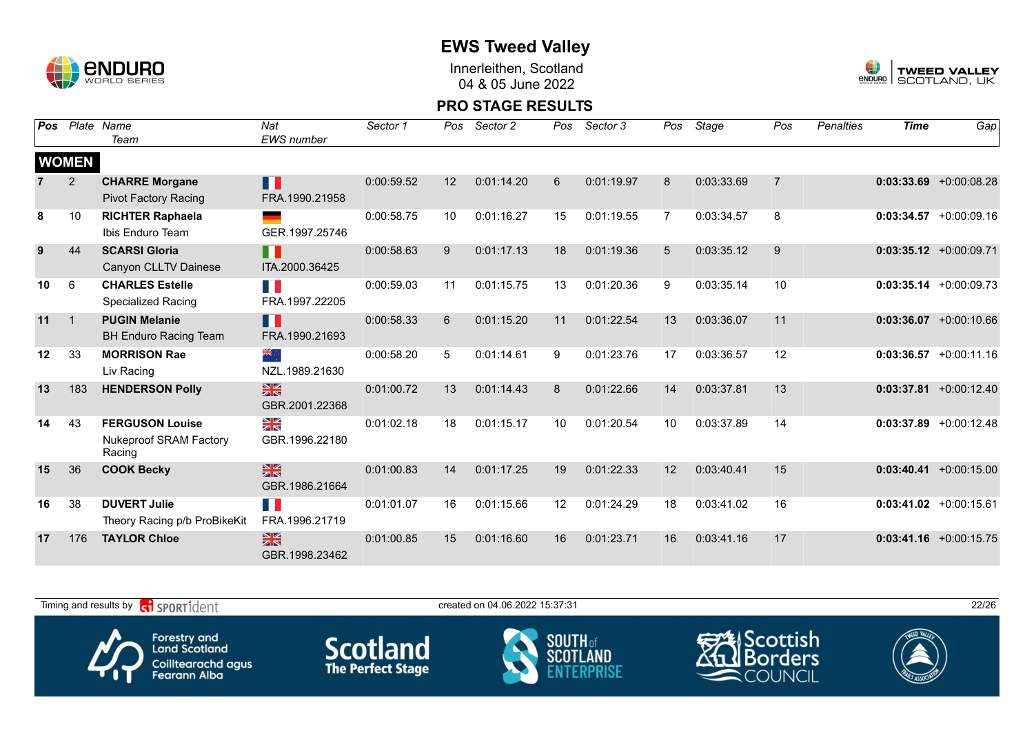# EWS Tweed Valley

Innerleithen, Scotland
04 & 05 June 2022

## PRO STAGE RESULTS

| Pos | Plate | Name / Team | Nat / EWS number | Sector 1 | Pos | Sector 2 | Pos | Sector 3 | Pos | Stage | Pos | Penalties | Time | Gap |
|---|---|---|---|---|---|---|---|---|---|---|---|---|---|---|
| **WOMEN** | | | | | | | | | | | | | | |
| 7 | 2 | **CHARRE Morgane** Pivot Factory Racing | FRA.1990.21958 | 0:00:59.52 | 12 | 0:01:14.20 | 6 | 0:01:19.97 | 8 | 0:03:33.69 | 7 | | **0:03:33.69** | +0:00:08.28 |
| 8 | 10 | **RICHTER Raphaela** Ibis Enduro Team | GER.1997.25746 | 0:00:58.75 | 10 | 0:01:16.27 | 15 | 0:01:19.55 | 7 | 0:03:34.57 | 8 | | **0:03:34.57** | +0:00:09.16 |
| 9 | 44 | **SCARSI Gloria** Canyon CLLTV Dainese | ITA.2000.36425 | 0:00:58.63 | 9 | 0:01:17.13 | 18 | 0:01:19.36 | 5 | 0:03:35.12 | 9 | | **0:03:35.12** | +0:00:09.71 |
| 10 | 6 | **CHARLES Estelle** Specialized Racing | FRA.1997.22205 | 0:00:59.03 | 11 | 0:01:15.75 | 13 | 0:01:20.36 | 9 | 0:03:35.14 | 10 | | **0:03:35.14** | +0:00:09.73 |
| 11 | 1 | **PUGIN Melanie** BH Enduro Racing Team | FRA.1990.21693 | 0:00:58.33 | 6 | 0:01:15.20 | 11 | 0:01:22.54 | 13 | 0:03:36.07 | 11 | | **0:03:36.07** | +0:00:10.66 |
| 12 | 33 | **MORRISON Rae** Liv Racing | NZL.1989.21630 | 0:00:58.20 | 5 | 0:01:14.61 | 9 | 0:01:23.76 | 17 | 0:03:36.57 | 12 | | **0:03:36.57** | +0:00:11.16 |
| 13 | 183 | **HENDERSON Polly** | GBR.2001.22368 | 0:01:00.72 | 13 | 0:01:14.43 | 8 | 0:01:22.66 | 14 | 0:03:37.81 | 13 | | **0:03:37.81** | +0:00:12.40 |
| 14 | 43 | **FERGUSON Louise** Nukeproof SRAM Factory Racing | GBR.1996.22180 | 0:01:02.18 | 18 | 0:01:15.17 | 10 | 0:01:20.54 | 10 | 0:03:37.89 | 14 | | **0:03:37.89** | +0:00:12.48 |
| 15 | 36 | **COOK Becky** | GBR.1986.21664 | 0:01:00.83 | 14 | 0:01:17.25 | 19 | 0:01:22.33 | 12 | 0:03:40.41 | 15 | | **0:03:40.41** | +0:00:15.00 |
| 16 | 38 | **DUVERT Julie** Theory Racing p/b ProBikeKit | FRA.1996.21719 | 0:01:01.07 | 16 | 0:01:15.66 | 12 | 0:01:24.29 | 18 | 0:03:41.02 | 16 | | **0:03:41.02** | +0:00:15.61 |
| 17 | 176 | **TAYLOR Chloe** | GBR.1998.23462 | 0:01:00.85 | 15 | 0:01:16.60 | 16 | 0:01:23.71 | 16 | 0:03:41.16 | 17 | | **0:03:41.16** | +0:00:15.75 |

Timing and results by SPORTident — created on 04.06.2022 15:37:31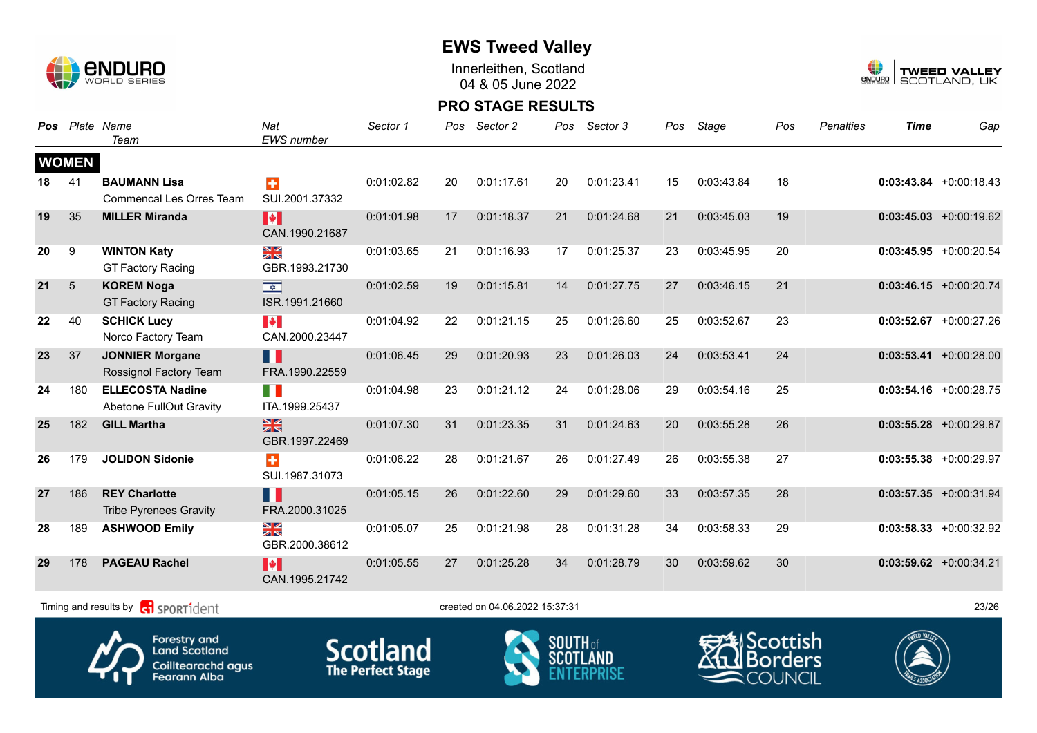# EWS Tweed Valley

Innerleithen, Scotland
04 & 05 June 2022

## PRO STAGE RESULTS

| Pos | Plate | Name / Team | Nat / EWS number | Sector 1 | Pos | Sector 2 | Pos | Sector 3 | Pos | Stage | Pos | Penalties | Time | Gap |
|---|---|---|---|---|---|---|---|---|---|---|---|---|---|---|
| **WOMEN** | | | | | | | | | | | | | | |
| 18 | 41 | **BAUMANN Lisa** Commencal Les Orres Team | SUI.2001.37332 | 0:01:02.82 | 20 | 0:01:17.61 | 20 | 0:01:23.41 | 15 | 0:03:43.84 | 18 | | **0:03:43.84** | +0:00:18.43 |
| 19 | 35 | **MILLER Miranda** | CAN.1990.21687 | 0:01:01.98 | 17 | 0:01:18.37 | 21 | 0:01:24.68 | 21 | 0:03:45.03 | 19 | | **0:03:45.03** | +0:00:19.62 |
| 20 | 9 | **WINTON Katy** GT Factory Racing | GBR.1993.21730 | 0:01:03.65 | 21 | 0:01:16.93 | 17 | 0:01:25.37 | 23 | 0:03:45.95 | 20 | | **0:03:45.95** | +0:00:20.54 |
| 21 | 5 | **KOREM Noga** GT Factory Racing | ISR.1991.21660 | 0:01:02.59 | 19 | 0:01:15.81 | 14 | 0:01:27.75 | 27 | 0:03:46.15 | 21 | | **0:03:46.15** | +0:00:20.74 |
| 22 | 40 | **SCHICK Lucy** Norco Factory Team | CAN.2000.23447 | 0:01:04.92 | 22 | 0:01:21.15 | 25 | 0:01:26.60 | 25 | 0:03:52.67 | 23 | | **0:03:52.67** | +0:00:27.26 |
| 23 | 37 | **JONNIER Morgane** Rossignol Factory Team | FRA.1990.22559 | 0:01:06.45 | 29 | 0:01:20.93 | 23 | 0:01:26.03 | 24 | 0:03:53.41 | 24 | | **0:03:53.41** | +0:00:28.00 |
| 24 | 180 | **ELLECOSTA Nadine** Abetone FullOut Gravity | ITA.1999.25437 | 0:01:04.98 | 23 | 0:01:21.12 | 24 | 0:01:28.06 | 29 | 0:03:54.16 | 25 | | **0:03:54.16** | +0:00:28.75 |
| 25 | 182 | **GILL Martha** | GBR.1997.22469 | 0:01:07.30 | 31 | 0:01:23.35 | 31 | 0:01:24.63 | 20 | 0:03:55.28 | 26 | | **0:03:55.28** | +0:00:29.87 |
| 26 | 179 | **JOLIDON Sidonie** | SUI.1987.31073 | 0:01:06.22 | 28 | 0:01:21.67 | 26 | 0:01:27.49 | 26 | 0:03:55.38 | 27 | | **0:03:55.38** | +0:00:29.97 |
| 27 | 186 | **REY Charlotte** Tribe Pyrenees Gravity | FRA.2000.31025 | 0:01:05.15 | 26 | 0:01:22.60 | 29 | 0:01:29.60 | 33 | 0:03:57.35 | 28 | | **0:03:57.35** | +0:00:31.94 |
| 28 | 189 | **ASHWOOD Emily** | GBR.2000.38612 | 0:01:05.07 | 25 | 0:01:21.98 | 28 | 0:01:31.28 | 34 | 0:03:58.33 | 29 | | **0:03:58.33** | +0:00:32.92 |
| 29 | 178 | **PAGEAU Rachel** | CAN.1995.21742 | 0:01:05.55 | 27 | 0:01:25.28 | 34 | 0:01:28.79 | 30 | 0:03:59.62 | 30 | | **0:03:59.62** | +0:00:34.21 |

Timing and results by SPORTident — created on 04.06.2022 15:37:31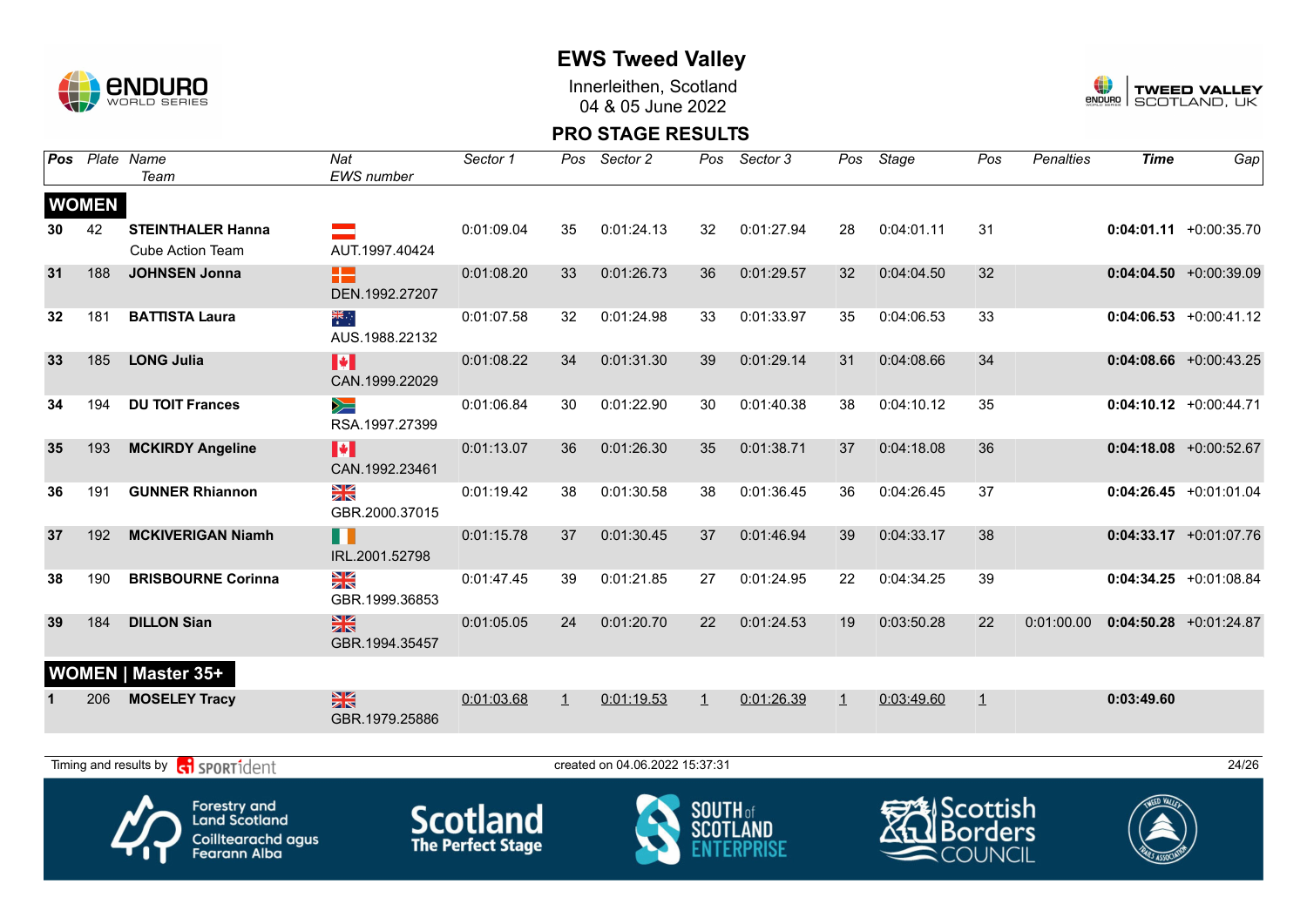# EWS Tweed Valley

Innerleithen, Scotland
04 & 05 June 2022

## PRO STAGE RESULTS

| Pos | Plate | Name / Team | Nat / EWS number | Sector 1 | Pos | Sector 2 | Pos | Sector 3 | Pos | Stage | Pos | Penalties | Time | Gap |
|---|---|---|---|---|---|---|---|---|---|---|---|---|---|---|
| **WOMEN** | | | | | | | | | | | | | | |
| 30 | 42 | **STEINTHALER Hanna** Cube Action Team | AUT.1997.40424 | 0:01:09.04 | 35 | 0:01:24.13 | 32 | 0:01:27.94 | 28 | 0:04:01.11 | 31 | | **0:04:01.11** | +0:00:35.70 |
| 31 | 188 | **JOHNSEN Jonna** | DEN.1992.27207 | 0:01:08.20 | 33 | 0:01:26.73 | 36 | 0:01:29.57 | 32 | 0:04:04.50 | 32 | | **0:04:04.50** | +0:00:39.09 |
| 32 | 181 | **BATTISTA Laura** | AUS.1988.22132 | 0:01:07.58 | 32 | 0:01:24.98 | 33 | 0:01:33.97 | 35 | 0:04:06.53 | 33 | | **0:04:06.53** | +0:00:41.12 |
| 33 | 185 | **LONG Julia** | CAN.1999.22029 | 0:01:08.22 | 34 | 0:01:31.30 | 39 | 0:01:29.14 | 31 | 0:04:08.66 | 34 | | **0:04:08.66** | +0:00:43.25 |
| 34 | 194 | **DU TOIT Frances** | RSA.1997.27399 | 0:01:06.84 | 30 | 0:01:22.90 | 30 | 0:01:40.38 | 38 | 0:04:10.12 | 35 | | **0:04:10.12** | +0:00:44.71 |
| 35 | 193 | **MCKIRDY Angeline** | CAN.1992.23461 | 0:01:13.07 | 36 | 0:01:26.30 | 35 | 0:01:38.71 | 37 | 0:04:18.08 | 36 | | **0:04:18.08** | +0:00:52.67 |
| 36 | 191 | **GUNNER Rhiannon** | GBR.2000.37015 | 0:01:19.42 | 38 | 0:01:30.58 | 38 | 0:01:36.45 | 36 | 0:04:26.45 | 37 | | **0:04:26.45** | +0:01:01.04 |
| 37 | 192 | **MCKIVERIGAN Niamh** | IRL.2001.52798 | 0:01:15.78 | 37 | 0:01:30.45 | 37 | 0:01:46.94 | 39 | 0:04:33.17 | 38 | | **0:04:33.17** | +0:01:07.76 |
| 38 | 190 | **BRISBOURNE Corinna** | GBR.1999.36853 | 0:01:47.45 | 39 | 0:01:21.85 | 27 | 0:01:24.95 | 22 | 0:04:34.25 | 39 | | **0:04:34.25** | +0:01:08.84 |
| 39 | 184 | **DILLON Sian** | GBR.1994.35457 | 0:01:05.05 | 24 | 0:01:20.70 | 22 | 0:01:24.53 | 19 | 0:03:50.28 | 22 | 0:01:00.00 | **0:04:50.28** | +0:01:24.87 |
| **WOMEN \| Master 35+** | | | | | | | | | | | | | | |
| 1 | 206 | **MOSELEY Tracy** | GBR.1979.25886 | 0:01:03.68 | 1 | 0:01:19.53 | 1 | 0:01:26.39 | 1 | 0:03:49.60 | 1 | | **0:03:49.60** | |

Timing and results by SPORTident — created on 04.06.2022 15:37:31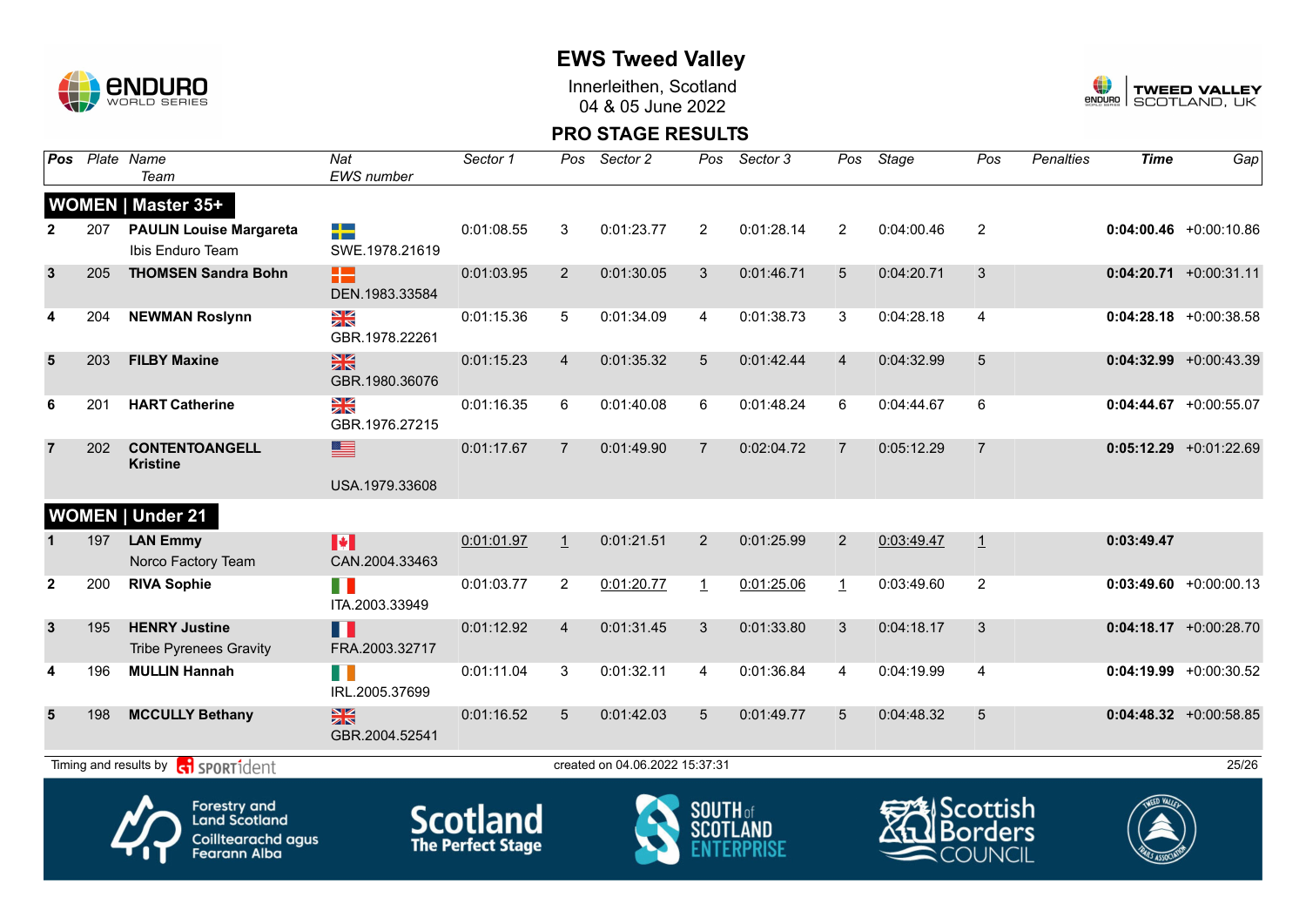# EWS Tweed Valley

Innerleithen, Scotland
04 & 05 June 2022

## PRO STAGE RESULTS

| Pos | Plate | Name / Team | Nat / EWS number | Sector 1 | Pos | Sector 2 | Pos | Sector 3 | Pos | Stage | Pos | Penalties | Time | Gap |
|---|---|---|---|---|---|---|---|---|---|---|---|---|---|---|
| **WOMEN \| Master 35+** | | | | | | | | | | | | | | |
| 2 | 207 | **PAULIN Louise Margareta** Ibis Enduro Team | SWE.1978.21619 | 0:01:08.55 | 3 | 0:01:23.77 | 2 | 0:01:28.14 | 2 | 0:04:00.46 | 2 | | **0:04:00.46** | +0:00:10.86 |
| 3 | 205 | **THOMSEN Sandra Bohn** | DEN.1983.33584 | 0:01:03.95 | 2 | 0:01:30.05 | 3 | 0:01:46.71 | 5 | 0:04:20.71 | 3 | | **0:04:20.71** | +0:00:31.11 |
| 4 | 204 | **NEWMAN Roslynn** | GBR.1978.22261 | 0:01:15.36 | 5 | 0:01:34.09 | 4 | 0:01:38.73 | 3 | 0:04:28.18 | 4 | | **0:04:28.18** | +0:00:38.58 |
| 5 | 203 | **FILBY Maxine** | GBR.1980.36076 | 0:01:15.23 | 4 | 0:01:35.32 | 5 | 0:01:42.44 | 4 | 0:04:32.99 | 5 | | **0:04:32.99** | +0:00:43.39 |
| 6 | 201 | **HART Catherine** | GBR.1976.27215 | 0:01:16.35 | 6 | 0:01:40.08 | 6 | 0:01:48.24 | 6 | 0:04:44.67 | 6 | | **0:04:44.67** | +0:00:55.07 |
| 7 | 202 | **CONTENTOANGELL Kristine** | USA.1979.33608 | 0:01:17.67 | 7 | 0:01:49.90 | 7 | 0:02:04.72 | 7 | 0:05:12.29 | 7 | | **0:05:12.29** | +0:01:22.69 |
| **WOMEN \| Under 21** | | | | | | | | | | | | | | |
| 1 | 197 | **LAN Emmy** Norco Factory Team | CAN.2004.33463 | 0:01:01.97 | 1 | 0:01:21.51 | 2 | 0:01:25.99 | 2 | 0:03:49.47 | 1 | | **0:03:49.47** | |
| 2 | 200 | **RIVA Sophie** | ITA.2003.33949 | 0:01:03.77 | 2 | 0:01:20.77 | 1 | 0:01:25.06 | 1 | 0:03:49.60 | 2 | | **0:03:49.60** | +0:00:00.13 |
| 3 | 195 | **HENRY Justine** Tribe Pyrenees Gravity | FRA.2003.32717 | 0:01:12.92 | 4 | 0:01:31.45 | 3 | 0:01:33.80 | 3 | 0:04:18.17 | 3 | | **0:04:18.17** | +0:00:28.70 |
| 4 | 196 | **MULLIN Hannah** | IRL.2005.37699 | 0:01:11.04 | 3 | 0:01:32.11 | 4 | 0:01:36.84 | 4 | 0:04:19.99 | 4 | | **0:04:19.99** | +0:00:30.52 |
| 5 | 198 | **MCCULLY Bethany** | GBR.2004.52541 | 0:01:16.52 | 5 | 0:01:42.03 | 5 | 0:01:49.77 | 5 | 0:04:48.32 | 5 | | **0:04:48.32** | +0:00:58.85 |

Timing and results by SPORTident — created on 04.06.2022 15:37:31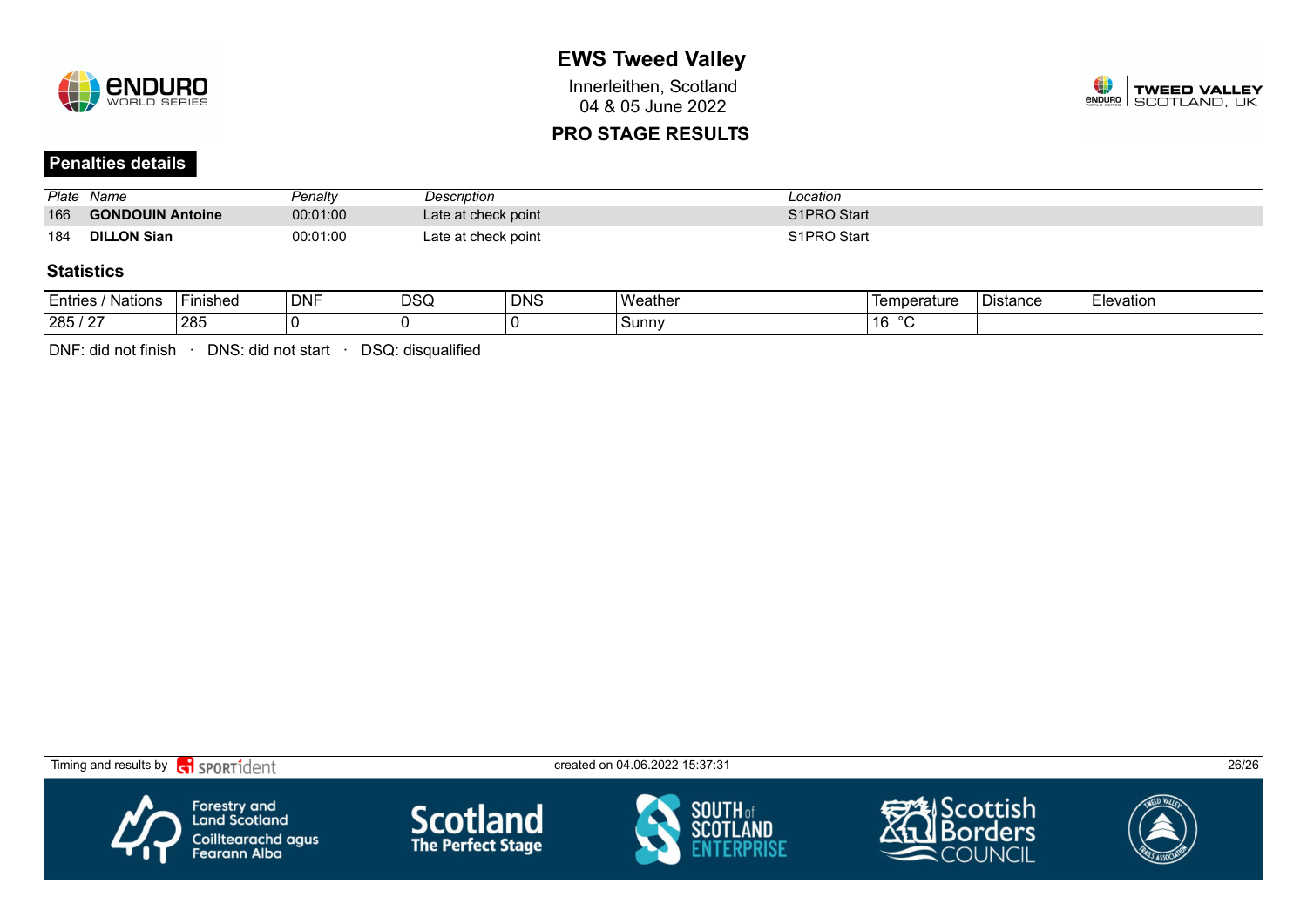# EWS Tweed Valley

Innerleithen, Scotland
04 & 05 June 2022

**PRO STAGE RESULTS**

## Penalties details

| Plate | Name | Penalty | Description | Location |
|---|---|---|---|---|
| 166 | **GONDOUIN Antoine** | 00:01:00 | Late at check point | S1PRO Start |
| 184 | **DILLON Sian** | 00:01:00 | Late at check point | S1PRO Start |

### Statistics

| Entries / Nations | Finished | DNF | DSQ | DNS | Weather | Temperature | Distance | Elevation |
|---|---|---|---|---|---|---|---|---|
| 285 / 27 | 285 | 0 | 0 | 0 | Sunny | 16 °C | | |

DNF: did not finish · DNS: did not start · DSQ: disqualified

Timing and results by SPORTident

created on 04.06.2022 15:37:31